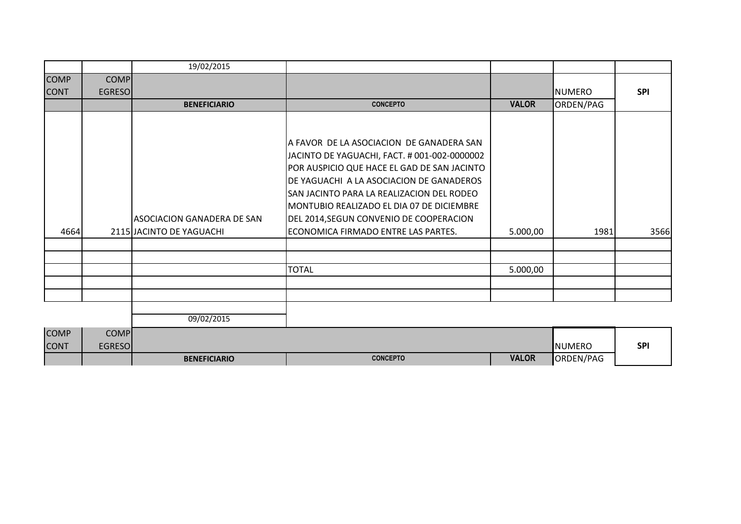| | | 19/02/2015 | | | | |
|---|---|---|---|---|---|---|
| COMP CONT | COMP EGRESO | | | | NUMERO | SPI |
| | | **BENEFICIARIO** | **CONCEPTO** | **VALOR** | ORDEN/PAG | |
| 4664 | 2115 | ASOCIACION GANADERA DE SAN JACINTO DE YAGUACHI | A FAVOR DE LA ASOCIACION DE GANADERA SAN JACINTO DE YAGUACHI, FACT. # 001-002-0000002 POR AUSPICIO QUE HACE EL GAD DE SAN JACINTO DE YAGUACHI A LA ASOCIACION DE GANADEROS SAN JACINTO PARA LA REALIZACION DEL RODEO MONTUBIO REALIZADO EL DIA 07 DE DICIEMBRE DEL 2014,SEGUN CONVENIO DE COOPERACION ECONOMICA FIRMADO ENTRE LAS PARTES. | 5.000,00 | 1981 | 3566 |
| | | | | | | |
| | | | | | | |
| | | | TOTAL | 5.000,00 | | |
| | | | | | | |
| | | | | | | |

| | | 09/02/2015 | | | | |
|---|---|---|---|---|---|---|
| COMP CONT | COMP EGRESO | | | | NUMERO | SPI |
| | | **BENEFICIARIO** | **CONCEPTO** | **VALOR** | ORDEN/PAG | |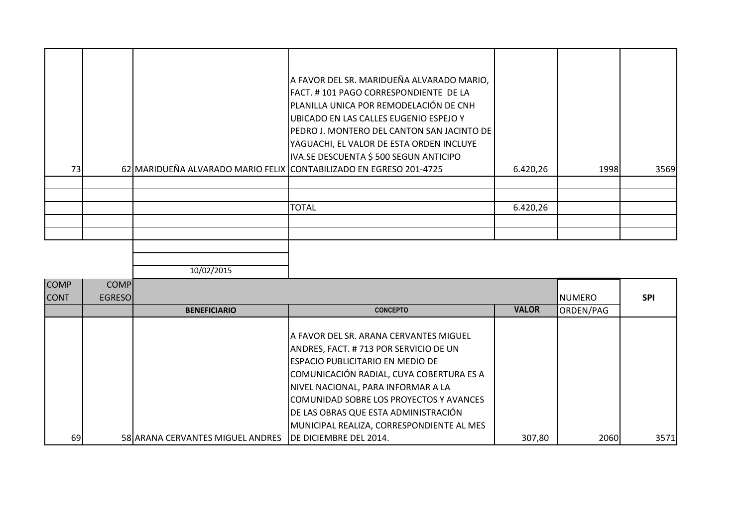| | | | | | | |
|---|---|---|---|---|---|---|
| 73 | 62 | MARIDUEÑA ALVARADO MARIO FELIX | A FAVOR DEL SR. MARIDUEÑA ALVARADO MARIO, FACT. # 101 PAGO CORRESPONDIENTE DE LA PLANILLA UNICA POR REMODELACIÓN DE CNH UBICADO EN LAS CALLES EUGENIO ESPEJO Y PEDRO J. MONTERO DEL CANTON SAN JACINTO DE YAGUACHI, EL VALOR DE ESTA ORDEN INCLUYE IVA.SE DESCUENTA $ 500 SEGUN ANTICIPO CONTABILIZADO EN EGRESO 201-4725 | 6.420,26 | 1998 | 3569 |
| | | | | | | |
| | | | | | | |
| | | | TOTAL | 6.420,26 | | |
| | | | | | | |
| | | | | | | |

10/02/2015

| COMP CONT | COMP EGRESO | BENEFICIARIO | CONCEPTO | VALOR | NUMERO ORDEN/PAG | SPI |
|---|---|---|---|---|---|---|
| 69 | 58 | ARANA CERVANTES MIGUEL ANDRES | A FAVOR DEL SR. ARANA CERVANTES MIGUEL ANDRES, FACT. # 713 POR SERVICIO DE UN ESPACIO PUBLICITARIO EN MEDIO DE COMUNICACIÓN RADIAL, CUYA COBERTURA ES A NIVEL NACIONAL, PARA INFORMAR A LA COMUNIDAD SOBRE LOS PROYECTOS Y AVANCES DE LAS OBRAS QUE ESTA ADMINISTRACIÓN MUNICIPAL REALIZA, CORRESPONDIENTE AL MES DE DICIEMBRE DEL 2014. | 307,80 | 2060 | 3571 |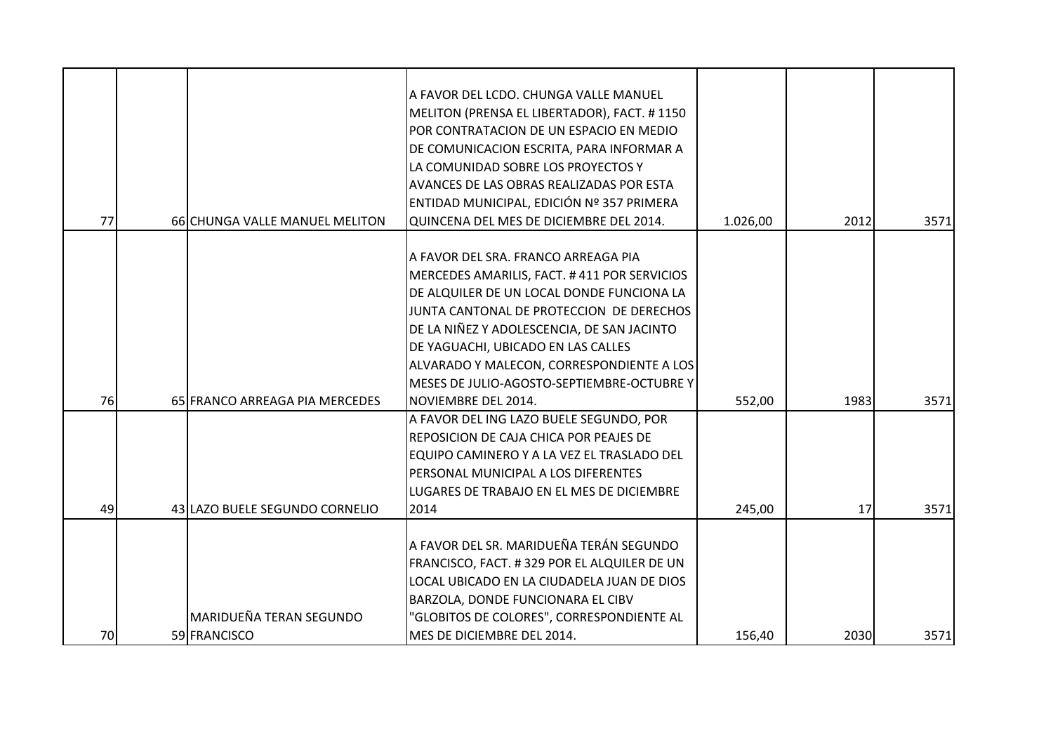| | | | | | | |
|---|---|---|---|---|---|---|
| 77 | 66 | CHUNGA VALLE MANUEL MELITON | A FAVOR DEL LCDO. CHUNGA VALLE MANUEL MELITON (PRENSA EL LIBERTADOR), FACT. # 1150 POR CONTRATACION DE UN ESPACIO EN MEDIO DE COMUNICACION ESCRITA, PARA INFORMAR A LA COMUNIDAD SOBRE LOS PROYECTOS Y AVANCES DE LAS OBRAS REALIZADAS POR ESTA ENTIDAD MUNICIPAL, EDICIÓN Nº 357 PRIMERA QUINCENA DEL MES DE DICIEMBRE DEL 2014. | 1.026,00 | 2012 | 3571 |
| 76 | 65 | FRANCO ARREAGA PIA MERCEDES | A FAVOR DEL SRA. FRANCO ARREAGA PIA MERCEDES AMARILIS, FACT. # 411 POR SERVICIOS DE ALQUILER DE UN LOCAL DONDE FUNCIONA LA JUNTA CANTONAL DE PROTECCION DE DERECHOS DE LA NIÑEZ Y ADOLESCENCIA, DE SAN JACINTO DE YAGUACHI, UBICADO EN LAS CALLES ALVARADO Y MALECON, CORRESPONDIENTE A LOS MESES DE JULIO-AGOSTO-SEPTIEMBRE-OCTUBRE Y NOVIEMBRE DEL 2014. | 552,00 | 1983 | 3571 |
| 49 | 43 | LAZO BUELE SEGUNDO CORNELIO | A FAVOR DEL ING LAZO BUELE SEGUNDO, POR REPOSICION DE CAJA CHICA POR PEAJES DE EQUIPO CAMINERO Y A LA VEZ EL TRASLADO DEL PERSONAL MUNICIPAL A LOS DIFERENTES LUGARES DE TRABAJO EN EL MES DE DICIEMBRE 2014 | 245,00 | 17 | 3571 |
| 70 | 59 | MARIDUEÑA TERAN SEGUNDO FRANCISCO | A FAVOR DEL SR. MARIDUEÑA TERÁN SEGUNDO FRANCISCO, FACT. # 329 POR EL ALQUILER DE UN LOCAL UBICADO EN LA CIUDADELA JUAN DE DIOS BARZOLA, DONDE FUNCIONARA EL CIBV "GLOBITOS DE COLORES", CORRESPONDIENTE AL MES DE DICIEMBRE DEL 2014. | 156,40 | 2030 | 3571 |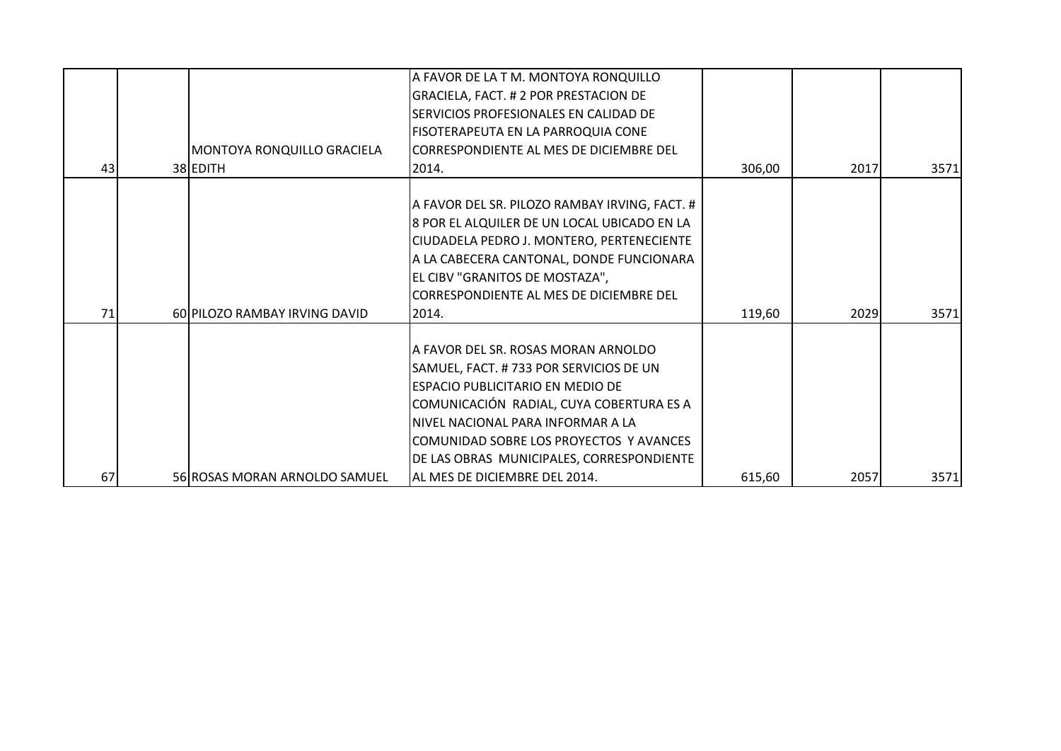| | | | | | | |
|---|---|---|---|---|---|---|
| 43 | 38 | MONTOYA RONQUILLO GRACIELA EDITH | A FAVOR DE LA T M. MONTOYA RONQUILLO GRACIELA, FACT. # 2 POR PRESTACION DE SERVICIOS PROFESIONALES EN CALIDAD DE FISOTERAPEUTA EN LA PARROQUIA CONE CORRESPONDIENTE AL MES DE DICIEMBRE DEL 2014. | 306,00 | 2017 | 3571 |
| 71 | 60 | PILOZO RAMBAY IRVING DAVID | A FAVOR DEL SR. PILOZO RAMBAY IRVING, FACT. # 8 POR EL ALQUILER DE UN LOCAL UBICADO EN LA CIUDADELA PEDRO J. MONTERO, PERTENECIENTE A LA CABECERA CANTONAL, DONDE FUNCIONARA EL CIBV "GRANITOS DE MOSTAZA", CORRESPONDIENTE AL MES DE DICIEMBRE DEL 2014. | 119,60 | 2029 | 3571 |
| 67 | 56 | ROSAS MORAN ARNOLDO SAMUEL | A FAVOR DEL SR. ROSAS MORAN ARNOLDO SAMUEL, FACT. # 733 POR SERVICIOS DE UN ESPACIO PUBLICITARIO EN MEDIO DE COMUNICACIÓN RADIAL, CUYA COBERTURA ES A NIVEL NACIONAL PARA INFORMAR A LA COMUNIDAD SOBRE LOS PROYECTOS Y AVANCES DE LAS OBRAS MUNICIPALES, CORRESPONDIENTE AL MES DE DICIEMBRE DEL 2014. | 615,60 | 2057 | 3571 |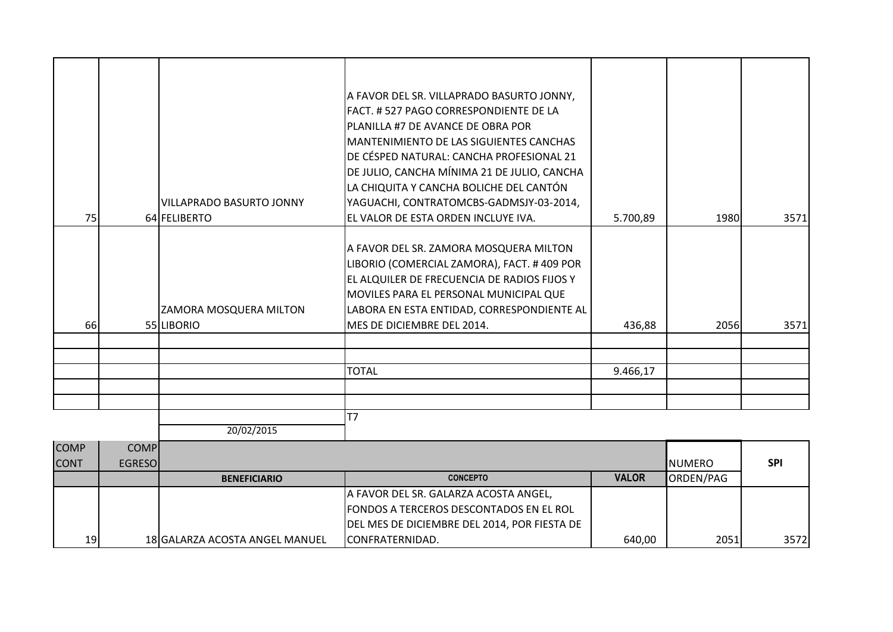| | | | | | | |
|---|---|---|---|---|---|---|
| 75 | 64 | VILLAPRADO BASURTO JONNY FELIBERTO | A FAVOR DEL SR. VILLAPRADO BASURTO JONNY, FACT. # 527 PAGO CORRESPONDIENTE DE LA PLANILLA #7 DE AVANCE DE OBRA POR MANTENIMIENTO DE LAS SIGUIENTES CANCHAS DE CÉSPED NATURAL: CANCHA PROFESIONAL 21 DE JULIO, CANCHA MÍNIMA 21 DE JULIO, CANCHA LA CHIQUITA Y CANCHA BOLICHE DEL CANTÓN YAGUACHI, CONTRATOMCBS-GADMSJY-03-2014, EL VALOR DE ESTA ORDEN INCLUYE IVA. | 5.700,89 | 1980 | 3571 |
| 66 | 55 | ZAMORA MOSQUERA MILTON LIBORIO | A FAVOR DEL SR. ZAMORA MOSQUERA MILTON LIBORIO (COMERCIAL ZAMORA), FACT. # 409 POR EL ALQUILER DE FRECUENCIA DE RADIOS FIJOS Y MOVILES PARA EL PERSONAL MUNICIPAL QUE LABORA EN ESTA ENTIDAD, CORRESPONDIENTE AL MES DE DICIEMBRE DEL 2014. | 436,88 | 2056 | 3571 |
| | | | | | | |
| | | | | | | |
| | | | TOTAL | 9.466,17 | | |
| | | | | | | |
| | | | | | | |

20/02/2015

T7

| COMP CONT | COMP EGRESO | BENEFICIARIO | CONCEPTO | VALOR | NUMERO ORDEN/PAG | SPI |
|---|---|---|---|---|---|---|
| 19 | 18 | GALARZA ACOSTA ANGEL MANUEL | A FAVOR DEL SR. GALARZA ACOSTA ANGEL, FONDOS A TERCEROS DESCONTADOS EN EL ROL DEL MES DE DICIEMBRE DEL 2014, POR FIESTA DE CONFRATERNIDAD. | 640,00 | 2051 | 3572 |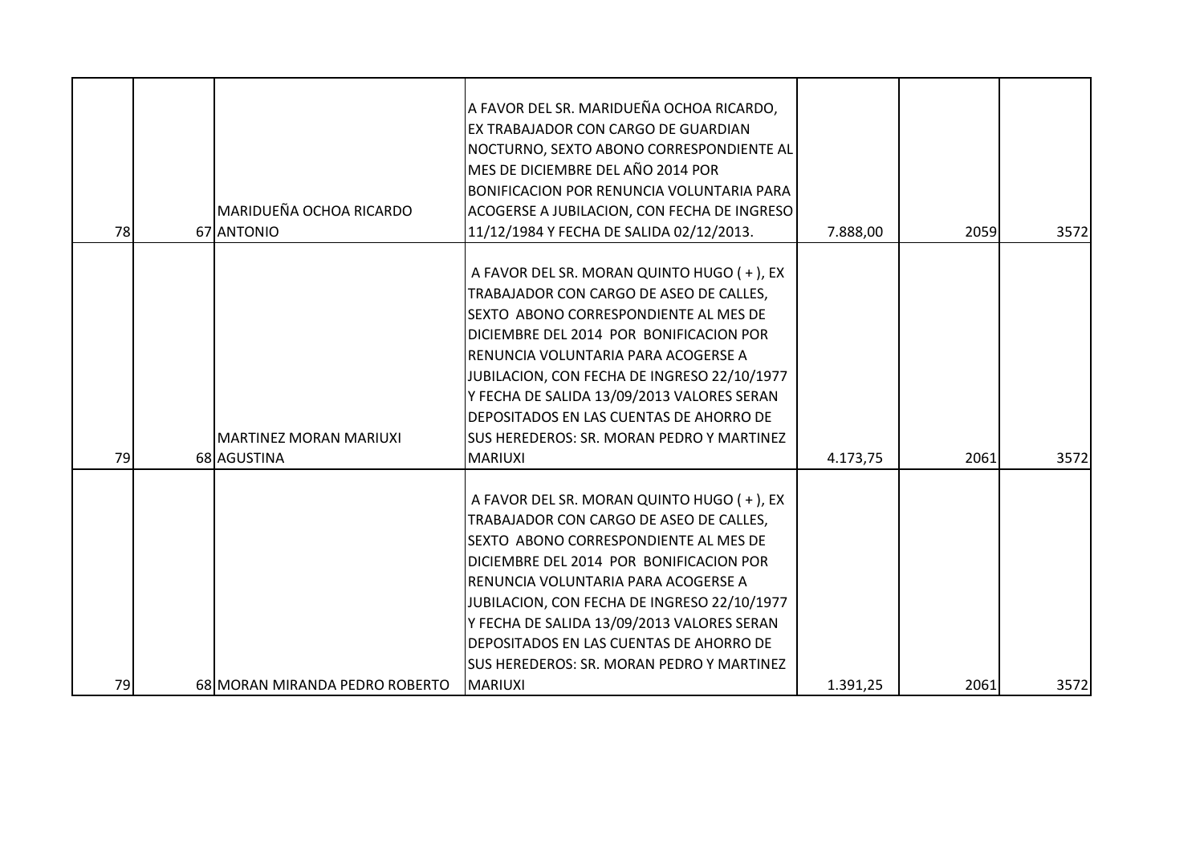| | | | | | | |
|---|---|---|---|---|---|---|
| 78 | 67 | MARIDUEÑA OCHOA RICARDO ANTONIO | A FAVOR DEL SR. MARIDUEÑA OCHOA RICARDO, EX TRABAJADOR CON CARGO DE GUARDIAN NOCTURNO, SEXTO ABONO CORRESPONDIENTE AL MES DE DICIEMBRE DEL AÑO 2014 POR BONIFICACION POR RENUNCIA VOLUNTARIA PARA ACOGERSE A JUBILACION, CON FECHA DE INGRESO 11/12/1984 Y FECHA DE SALIDA 02/12/2013. | 7.888,00 | 2059 | 3572 |
| 79 | 68 | MARTINEZ MORAN MARIUXI AGUSTINA | A FAVOR DEL SR. MORAN QUINTO HUGO ( + ), EX TRABAJADOR CON CARGO DE ASEO DE CALLES, SEXTO ABONO CORRESPONDIENTE AL MES DE DICIEMBRE DEL 2014 POR BONIFICACION POR RENUNCIA VOLUNTARIA PARA ACOGERSE A JUBILACION, CON FECHA DE INGRESO 22/10/1977 Y FECHA DE SALIDA 13/09/2013 VALORES SERAN DEPOSITADOS EN LAS CUENTAS DE AHORRO DE SUS HEREDEROS: SR. MORAN PEDRO Y MARTINEZ MARIUXI | 4.173,75 | 2061 | 3572 |
| 79 | 68 | MORAN MIRANDA PEDRO ROBERTO | A FAVOR DEL SR. MORAN QUINTO HUGO ( + ), EX TRABAJADOR CON CARGO DE ASEO DE CALLES, SEXTO ABONO CORRESPONDIENTE AL MES DE DICIEMBRE DEL 2014 POR BONIFICACION POR RENUNCIA VOLUNTARIA PARA ACOGERSE A JUBILACION, CON FECHA DE INGRESO 22/10/1977 Y FECHA DE SALIDA 13/09/2013 VALORES SERAN DEPOSITADOS EN LAS CUENTAS DE AHORRO DE SUS HEREDEROS: SR. MORAN PEDRO Y MARTINEZ MARIUXI | 1.391,25 | 2061 | 3572 |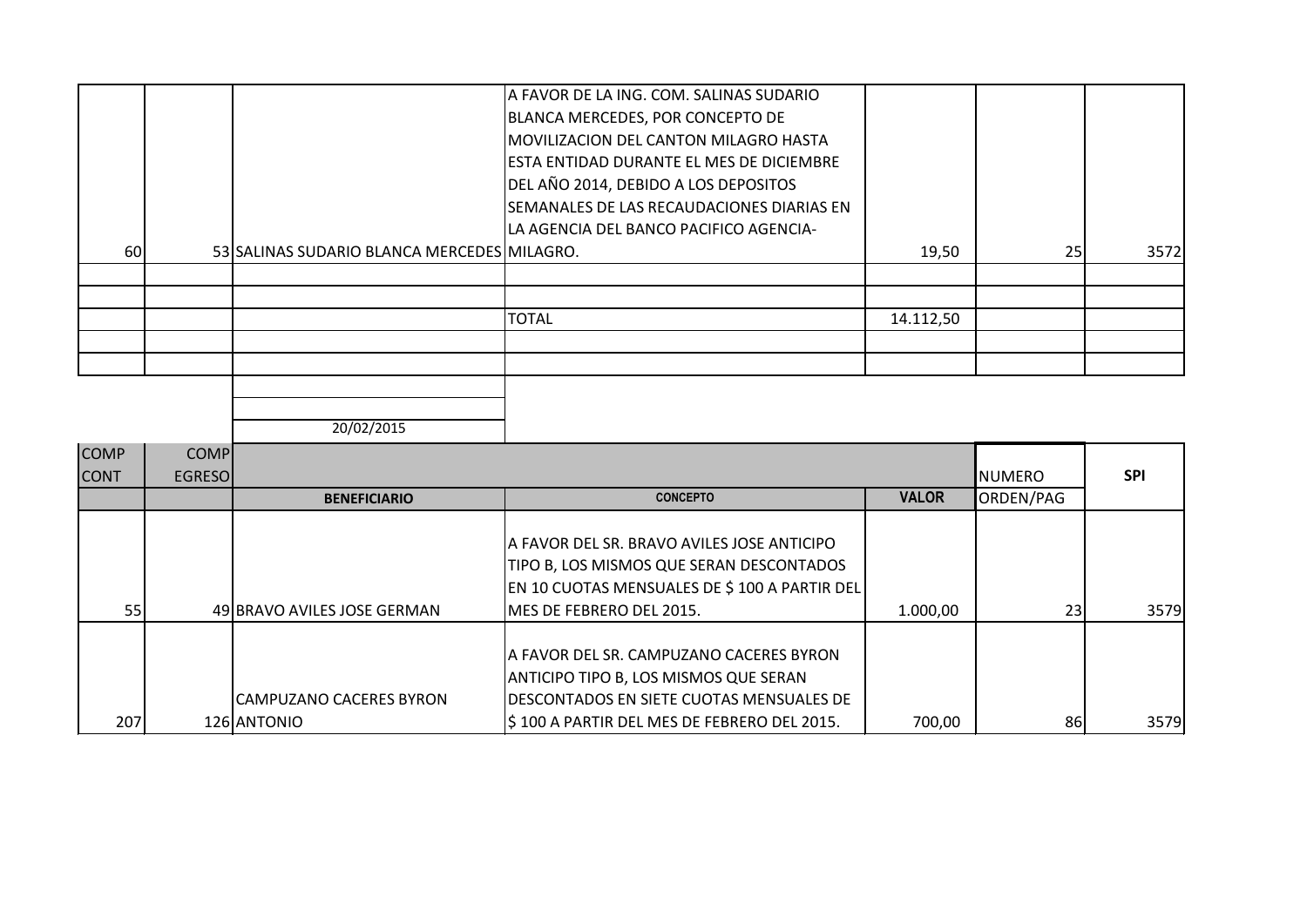| | | | | | | |
|---|---|---|---|---|---|---|
| 60 | 53 | SALINAS SUDARIO BLANCA MERCEDES | A FAVOR DE LA ING. COM. SALINAS SUDARIO BLANCA MERCEDES, POR CONCEPTO DE MOVILIZACION DEL CANTON MILAGRO HASTA ESTA ENTIDAD DURANTE EL MES DE DICIEMBRE DEL AÑO 2014, DEBIDO A LOS DEPOSITOS SEMANALES DE LAS RECAUDACIONES DIARIAS EN LA AGENCIA DEL BANCO PACIFICO AGENCIA-MILAGRO. | 19,50 | 25 | 3572 |
| | | | | | | |
| | | | | | | |
| | | | TOTAL | 14.112,50 | | |
| | | | | | | |
| | | | | | | |

20/02/2015

| COMP CONT | COMP EGRESO | BENEFICIARIO | CONCEPTO | VALOR | NUMERO ORDEN/PAG | SPI |
|---|---|---|---|---|---|---|
| 55 | 49 | BRAVO AVILES JOSE GERMAN | A FAVOR DEL SR. BRAVO AVILES JOSE ANTICIPO TIPO B, LOS MISMOS QUE SERAN DESCONTADOS EN 10 CUOTAS MENSUALES DE $ 100 A PARTIR DEL MES DE FEBRERO DEL 2015. | 1.000,00 | 23 | 3579 |
| 207 | 126 | CAMPUZANO CACERES BYRON ANTONIO | A FAVOR DEL SR. CAMPUZANO CACERES BYRON ANTICIPO TIPO B, LOS MISMOS QUE SERAN DESCONTADOS EN SIETE CUOTAS MENSUALES DE $ 100 A PARTIR DEL MES DE FEBRERO DEL 2015. | 700,00 | 86 | 3579 |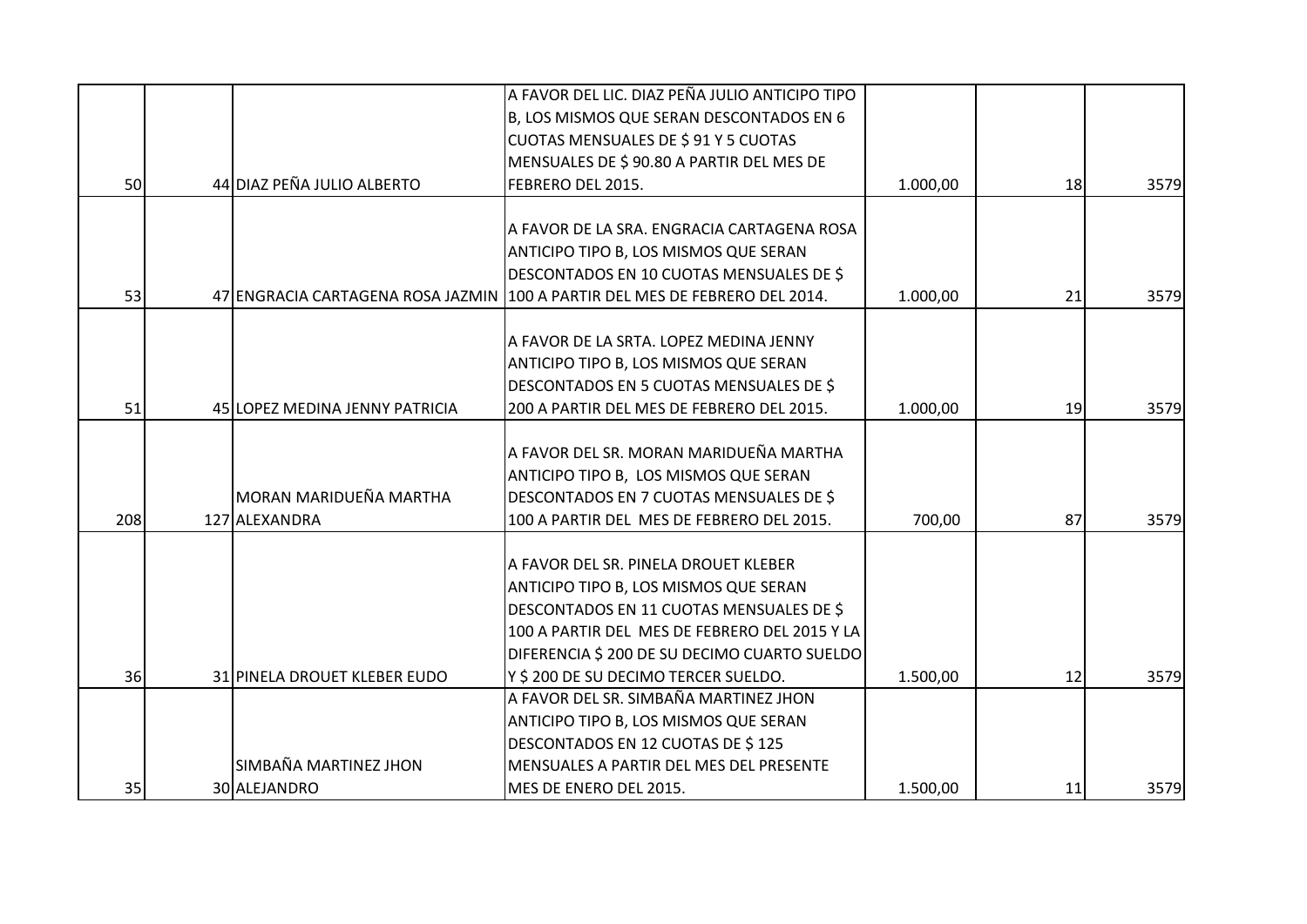| | | | | | | |
|---|---|---|---|---|---|---|
| 50 | 44 | DIAZ PEÑA JULIO ALBERTO | A FAVOR DEL LIC. DIAZ PEÑA JULIO ANTICIPO TIPO B, LOS MISMOS QUE SERAN DESCONTADOS EN 6 CUOTAS MENSUALES DE $ 91 Y 5 CUOTAS MENSUALES DE $ 90.80 A PARTIR DEL MES DE FEBRERO DEL 2015. | 1.000,00 | 18 | 3579 |
| 53 | 47 | ENGRACIA CARTAGENA ROSA JAZMIN | A FAVOR DE LA SRA. ENGRACIA CARTAGENA ROSA ANTICIPO TIPO B, LOS MISMOS QUE SERAN DESCONTADOS EN 10 CUOTAS MENSUALES DE $ 100 A PARTIR DEL MES DE FEBRERO DEL 2014. | 1.000,00 | 21 | 3579 |
| 51 | 45 | LOPEZ MEDINA JENNY PATRICIA | A FAVOR DE LA SRTA. LOPEZ MEDINA JENNY ANTICIPO TIPO B, LOS MISMOS QUE SERAN DESCONTADOS EN 5 CUOTAS MENSUALES DE $ 200 A PARTIR DEL MES DE FEBRERO DEL 2015. | 1.000,00 | 19 | 3579 |
| 208 | 127 | MORAN MARIDUEÑA MARTHA ALEXANDRA | A FAVOR DEL SR. MORAN MARIDUEÑA MARTHA ANTICIPO TIPO B, LOS MISMOS QUE SERAN DESCONTADOS EN 7 CUOTAS MENSUALES DE $ 100 A PARTIR DEL MES DE FEBRERO DEL 2015. | 700,00 | 87 | 3579 |
| 36 | 31 | PINELA DROUET KLEBER EUDO | A FAVOR DEL SR. PINELA DROUET KLEBER ANTICIPO TIPO B, LOS MISMOS QUE SERAN DESCONTADOS EN 11 CUOTAS MENSUALES DE $ 100 A PARTIR DEL MES DE FEBRERO DEL 2015 Y LA DIFERENCIA $ 200 DE SU DECIMO CUARTO SUELDO Y $ 200 DE SU DECIMO TERCER SUELDO. | 1.500,00 | 12 | 3579 |
| 35 | 30 | SIMBAÑA MARTINEZ JHON ALEJANDRO | A FAVOR DEL SR. SIMBAÑA MARTINEZ JHON ANTICIPO TIPO B, LOS MISMOS QUE SERAN DESCONTADOS EN 12 CUOTAS DE $ 125 MENSUALES A PARTIR DEL MES DEL PRESENTE MES DE ENERO DEL 2015. | 1.500,00 | 11 | 3579 |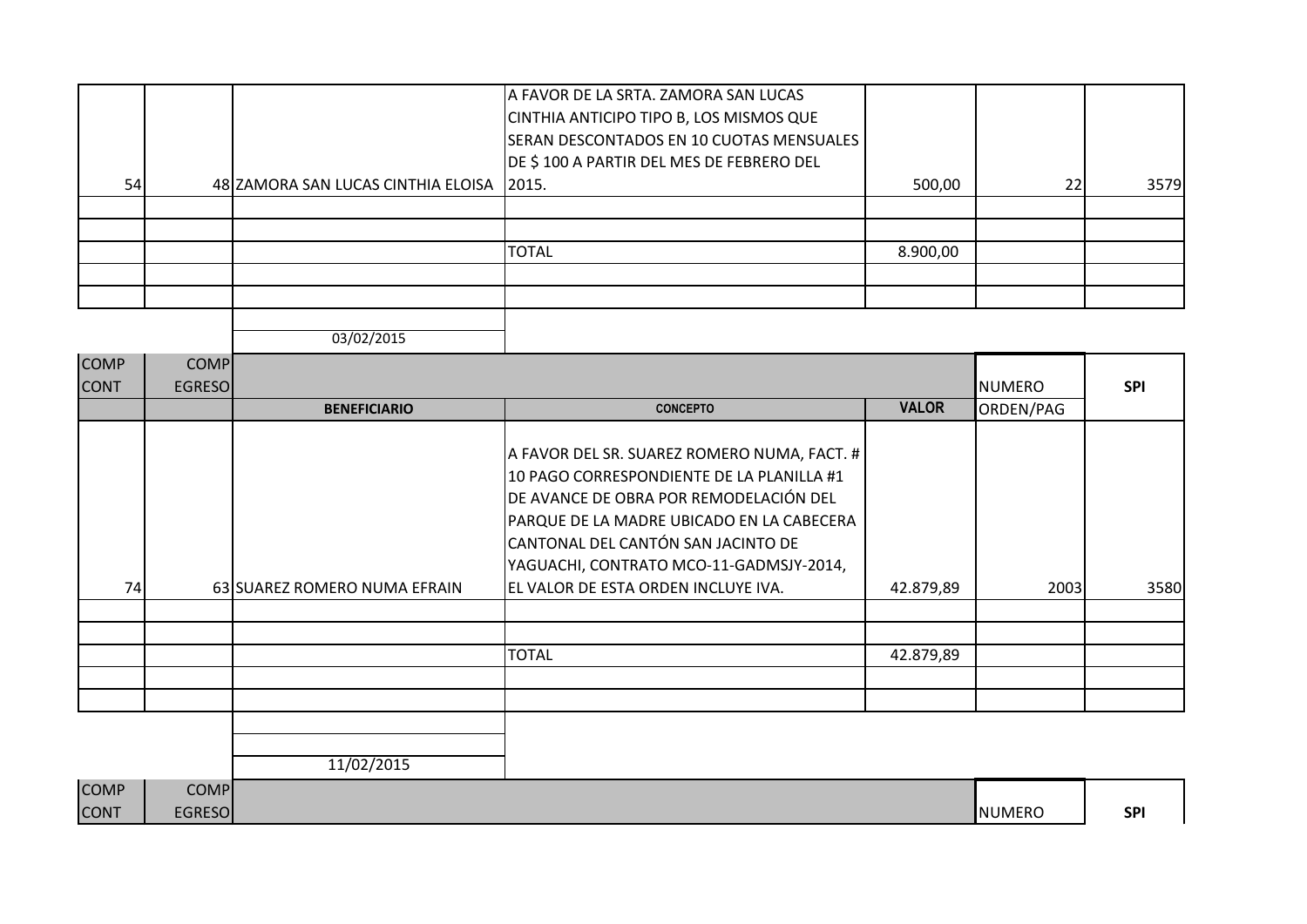| | | | | | | |
|---|---|---|---|---|---|---|
| 54 | 48 | ZAMORA SAN LUCAS CINTHIA ELOISA | A FAVOR DE LA SRTA. ZAMORA SAN LUCAS CINTHIA ANTICIPO TIPO B, LOS MISMOS QUE SERAN DESCONTADOS EN 10 CUOTAS MENSUALES DE $ 100 A PARTIR DEL MES DE FEBRERO DEL 2015. | 500,00 | 22 | 3579 |
| | | | | | | |
| | | | | | | |
| | | | TOTAL | 8.900,00 | | |
| | | | | | | |
| | | | | | | |

03/02/2015

| COMP CONT | COMP EGRESO | BENEFICIARIO | CONCEPTO | VALOR | NUMERO ORDEN/PAG | SPI |
|---|---|---|---|---|---|---|
| 74 | 63 | SUAREZ ROMERO NUMA EFRAIN | A FAVOR DEL SR. SUAREZ ROMERO NUMA, FACT. # 10 PAGO CORRESPONDIENTE DE LA PLANILLA #1 DE AVANCE DE OBRA POR REMODELACIÓN DEL PARQUE DE LA MADRE UBICADO EN LA CABECERA CANTONAL DEL CANTÓN SAN JACINTO DE YAGUACHI, CONTRATO MCO-11-GADMSJY-2014, EL VALOR DE ESTA ORDEN INCLUYE IVA. | 42.879,89 | 2003 | 3580 |
| | | | | | | |
| | | | | | | |
| | | | TOTAL | 42.879,89 | | |
| | | | | | | |
| | | | | | | |

11/02/2015

| COMP CONT | COMP EGRESO | | | | NUMERO | SPI |
|---|---|---|---|---|---|---|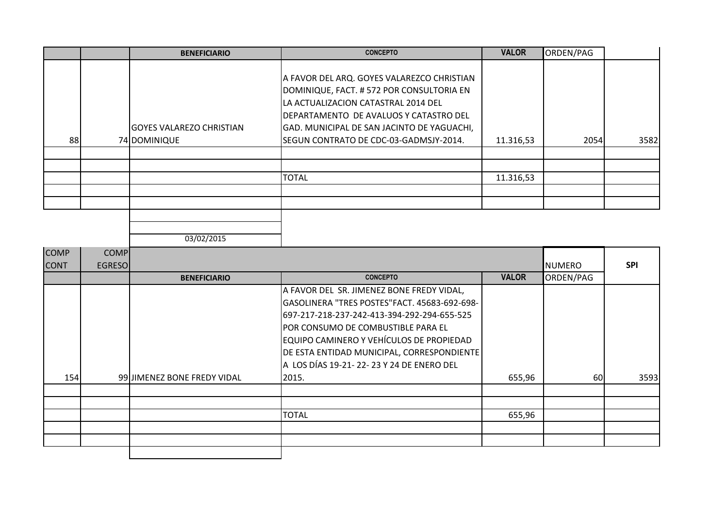| | | BENEFICIARIO | CONCEPTO | VALOR | ORDEN/PAG | |
|---|---|---|---|---|---|---|
| 88 | 74 | GOYES VALAREZO CHRISTIAN DOMINIQUE | A FAVOR DEL ARQ. GOYES VALAREZCO CHRISTIAN DOMINIQUE, FACT. # 572 POR CONSULTORIA EN LA ACTUALIZACION CATASTRAL 2014 DEL DEPARTAMENTO DE AVALUOS Y CATASTRO DEL GAD. MUNICIPAL DE SAN JACINTO DE YAGUACHI, SEGUN CONTRATO DE CDC-03-GADMSJY-2014. | 11.316,53 | 2054 | 3582 |
| | | | | | | |
| | | | | | | |
| | | | TOTAL | 11.316,53 | | |
| | | | | | | |
| | | | | | | |

03/02/2015

| COMP CONT | COMP EGRESO | BENEFICIARIO | CONCEPTO | VALOR | NUMERO ORDEN/PAG | SPI |
|---|---|---|---|---|---|---|
| 154 | 99 | JIMENEZ BONE FREDY VIDAL | A FAVOR DEL SR. JIMENEZ BONE FREDY VIDAL, GASOLINERA "TRES POSTES"FACT. 45683-692-698-697-217-218-237-242-413-394-292-294-655-525 POR CONSUMO DE COMBUSTIBLE PARA EL EQUIPO CAMINERO Y VEHÍCULOS DE PROPIEDAD DE ESTA ENTIDAD MUNICIPAL, CORRESPONDIENTE A LOS DÍAS 19-21- 22- 23 Y 24 DE ENERO DEL 2015. | 655,96 | 60 | 3593 |
| | | | | | | |
| | | | | | | |
| | | | TOTAL | 655,96 | | |
| | | | | | | |
| | | | | | | |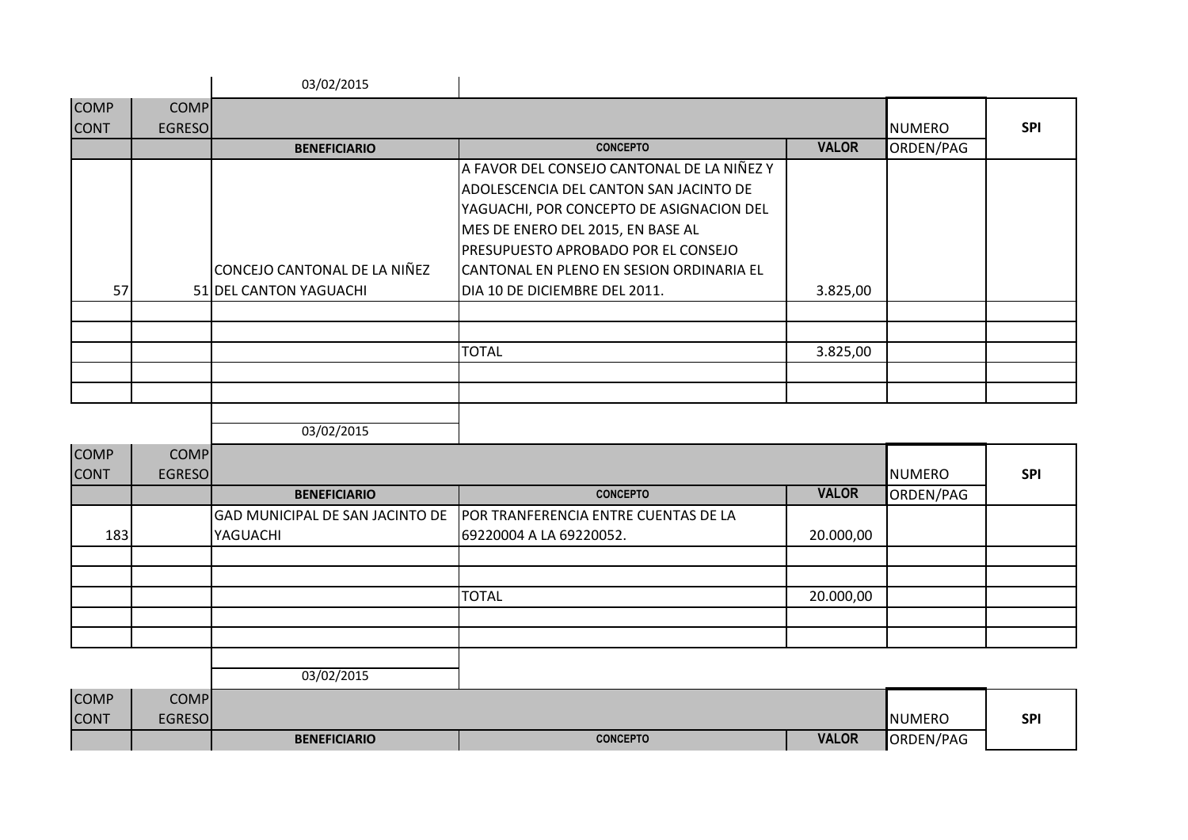03/02/2015

| COMP CONT | COMP EGRESO | BENEFICIARIO | CONCEPTO | VALOR | NUMERO ORDEN/PAG | SPI |
|---|---|---|---|---|---|---|
| 57 | 51 | CONCEJO CANTONAL DE LA NIÑEZ DEL CANTON YAGUACHI | A FAVOR DEL CONSEJO CANTONAL DE LA NIÑEZ Y ADOLESCENCIA DEL CANTON SAN JACINTO DE YAGUACHI, POR CONCEPTO DE ASIGNACION DEL MES DE ENERO DEL 2015, EN BASE AL PRESUPUESTO APROBADO POR EL CONSEJO CANTONAL EN PLENO EN SESION ORDINARIA EL DIA 10 DE DICIEMBRE DEL 2011. | 3.825,00 | | |
| | | | | | | |
| | | | | | | |
| | | | TOTAL | 3.825,00 | | |
| | | | | | | |
| | | | | | | |

03/02/2015

| COMP CONT | COMP EGRESO | BENEFICIARIO | CONCEPTO | VALOR | NUMERO ORDEN/PAG | SPI |
|---|---|---|---|---|---|---|
| 183 | | GAD MUNICIPAL DE SAN JACINTO DE YAGUACHI | POR TRANFERENCIA ENTRE CUENTAS DE LA 69220004 A LA 69220052. | 20.000,00 | | |
| | | | | | | |
| | | | | | | |
| | | | TOTAL | 20.000,00 | | |
| | | | | | | |
| | | | | | | |

03/02/2015

| COMP CONT | COMP EGRESO | BENEFICIARIO | CONCEPTO | VALOR | NUMERO ORDEN/PAG | SPI |
|---|---|---|---|---|---|---|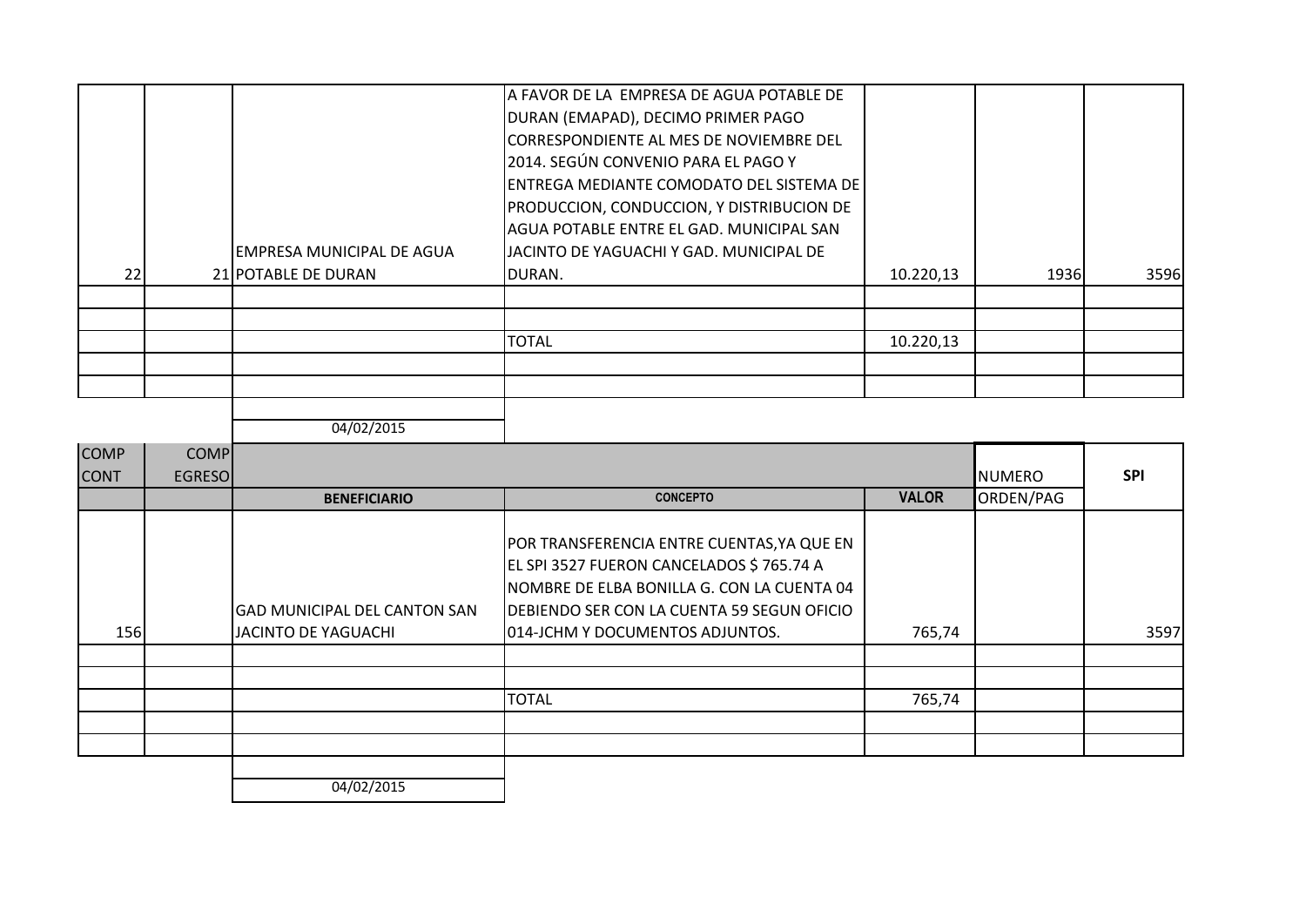| | | | | | | |
|---|---|---|---|---|---|---|
| 22 | 21 | EMPRESA MUNICIPAL DE AGUA POTABLE DE DURAN | A FAVOR DE LA EMPRESA DE AGUA POTABLE DE DURAN (EMAPAD), DECIMO PRIMER PAGO CORRESPONDIENTE AL MES DE NOVIEMBRE DEL 2014. SEGÚN CONVENIO PARA EL PAGO Y ENTREGA MEDIANTE COMODATO DEL SISTEMA DE PRODUCCION, CONDUCCION, Y DISTRIBUCION DE AGUA POTABLE ENTRE EL GAD. MUNICIPAL SAN JACINTO DE YAGUACHI Y GAD. MUNICIPAL DE DURAN. | 10.220,13 | 1936 | 3596 |
| | | | | | | |
| | | | | | | |
| | | | TOTAL | 10.220,13 | | |
| | | | | | | |
| | | | | | | |

04/02/2015

| COMP CONT | COMP EGRESO | BENEFICIARIO | CONCEPTO | VALOR | NUMERO ORDEN/PAG | SPI |
|---|---|---|---|---|---|---|
| 156 | | GAD MUNICIPAL DEL CANTON SAN JACINTO DE YAGUACHI | POR TRANSFERENCIA ENTRE CUENTAS,YA QUE EN EL SPI 3527 FUERON CANCELADOS $ 765.74 A NOMBRE DE ELBA BONILLA G. CON LA CUENTA 04 DEBIENDO SER CON LA CUENTA 59 SEGUN OFICIO 014-JCHM Y DOCUMENTOS ADJUNTOS. | 765,74 | | 3597 |
| | | | | | | |
| | | | | | | |
| | | | TOTAL | 765,74 | | |
| | | | | | | |
| | | | | | | |

04/02/2015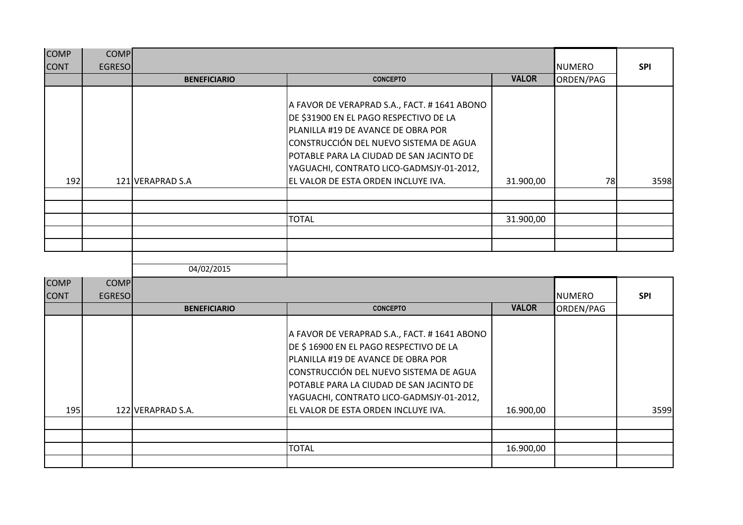| COMP CONT | COMP EGRESO | BENEFICIARIO | CONCEPTO | VALOR | NUMERO ORDEN/PAG | SPI |
|---|---|---|---|---|---|---|
| 192 | 121 | VERAPRAD S.A | A FAVOR DE VERAPRAD S.A., FACT. # 1641 ABONO DE $31900 EN EL PAGO RESPECTIVO DE LA PLANILLA #19 DE AVANCE DE OBRA POR CONSTRUCCIÓN DEL NUEVO SISTEMA DE AGUA POTABLE PARA LA CIUDAD DE SAN JACINTO DE YAGUACHI, CONTRATO LICO-GADMSJY-01-2012, EL VALOR DE ESTA ORDEN INCLUYE IVA. | 31.900,00 | 78 | 3598 |
| | | | | | | |
| | | | | | | |
| | | | TOTAL | 31.900,00 | | |
| | | | | | | |
| | | | | | | |

04/02/2015

| COMP CONT | COMP EGRESO | BENEFICIARIO | CONCEPTO | VALOR | NUMERO ORDEN/PAG | SPI |
|---|---|---|---|---|---|---|
| 195 | 122 | VERAPRAD S.A. | A FAVOR DE VERAPRAD S.A., FACT. # 1641 ABONO DE $ 16900 EN EL PAGO RESPECTIVO DE LA PLANILLA #19 DE AVANCE DE OBRA POR CONSTRUCCIÓN DEL NUEVO SISTEMA DE AGUA POTABLE PARA LA CIUDAD DE SAN JACINTO DE YAGUACHI, CONTRATO LICO-GADMSJY-01-2012, EL VALOR DE ESTA ORDEN INCLUYE IVA. | 16.900,00 | | 3599 |
| | | | | | | |
| | | | | | | |
| | | | TOTAL | 16.900,00 | | |
| | | | | | | |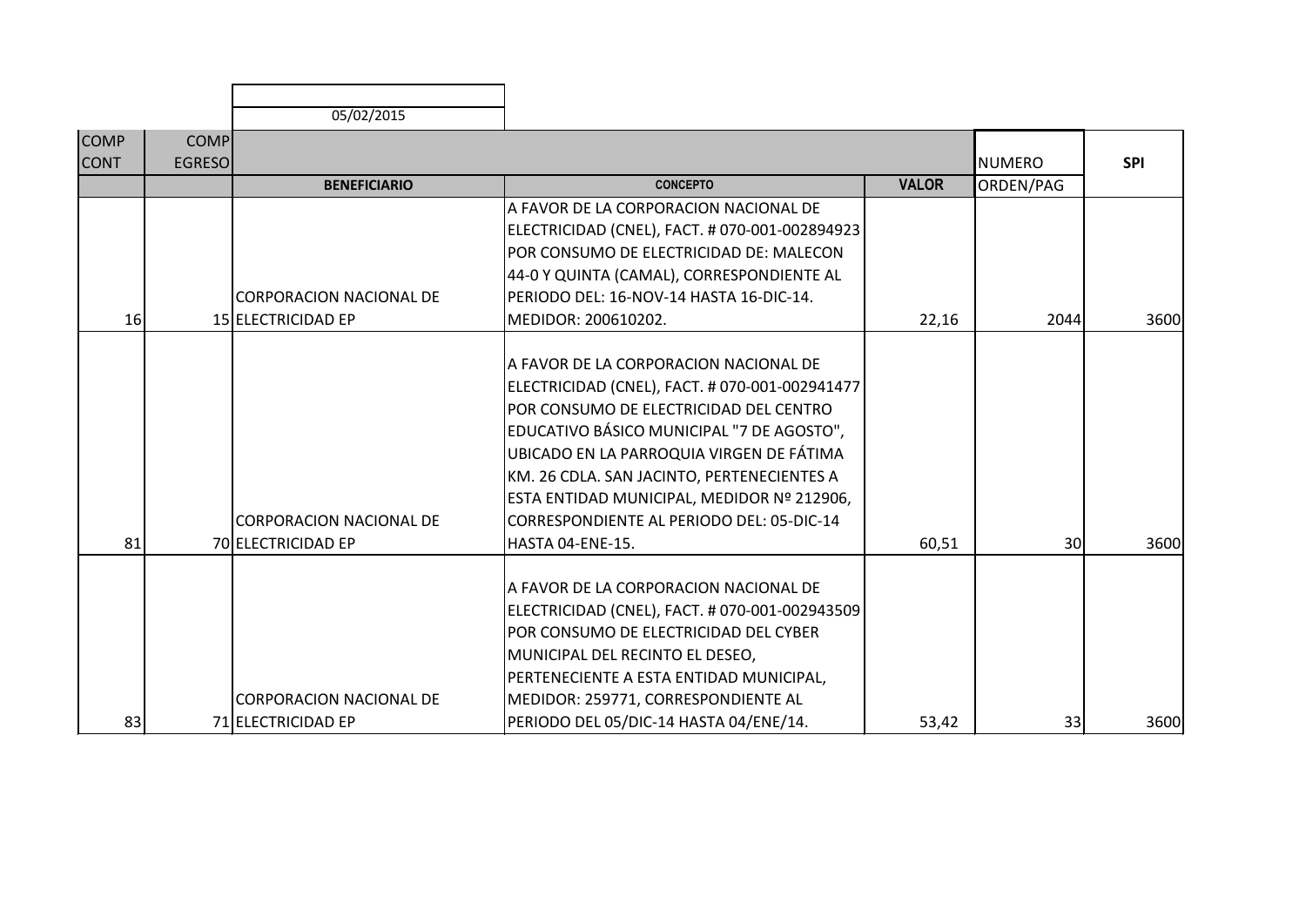05/02/2015

| COMP CONT | COMP EGRESO | BENEFICIARIO | CONCEPTO | VALOR | NUMERO ORDEN/PAG | SPI |
|---|---|---|---|---|---|---|
| 16 | 15 | CORPORACION NACIONAL DE ELECTRICIDAD EP | A FAVOR DE LA CORPORACION NACIONAL DE ELECTRICIDAD (CNEL), FACT. # 070-001-002894923 POR CONSUMO DE ELECTRICIDAD DE: MALECON 44-0 Y QUINTA (CAMAL), CORRESPONDIENTE AL PERIODO DEL: 16-NOV-14 HASTA 16-DIC-14. MEDIDOR: 200610202. | 22,16 | 2044 | 3600 |
| 81 | 70 | CORPORACION NACIONAL DE ELECTRICIDAD EP | A FAVOR DE LA CORPORACION NACIONAL DE ELECTRICIDAD (CNEL), FACT. # 070-001-002941477 POR CONSUMO DE ELECTRICIDAD DEL CENTRO EDUCATIVO BÁSICO MUNICIPAL "7 DE AGOSTO", UBICADO EN LA PARROQUIA VIRGEN DE FÁTIMA KM. 26 CDLA. SAN JACINTO, PERTENECIENTES A ESTA ENTIDAD MUNICIPAL, MEDIDOR Nº 212906, CORRESPONDIENTE AL PERIODO DEL: 05-DIC-14 HASTA 04-ENE-15. | 60,51 | 30 | 3600 |
| 83 | 71 | CORPORACION NACIONAL DE ELECTRICIDAD EP | A FAVOR DE LA CORPORACION NACIONAL DE ELECTRICIDAD (CNEL), FACT. # 070-001-002943509 POR CONSUMO DE ELECTRICIDAD DEL CYBER MUNICIPAL DEL RECINTO EL DESEO, PERTENECIENTE A ESTA ENTIDAD MUNICIPAL, MEDIDOR: 259771, CORRESPONDIENTE AL PERIODO DEL 05/DIC-14 HASTA 04/ENE/14. | 53,42 | 33 | 3600 |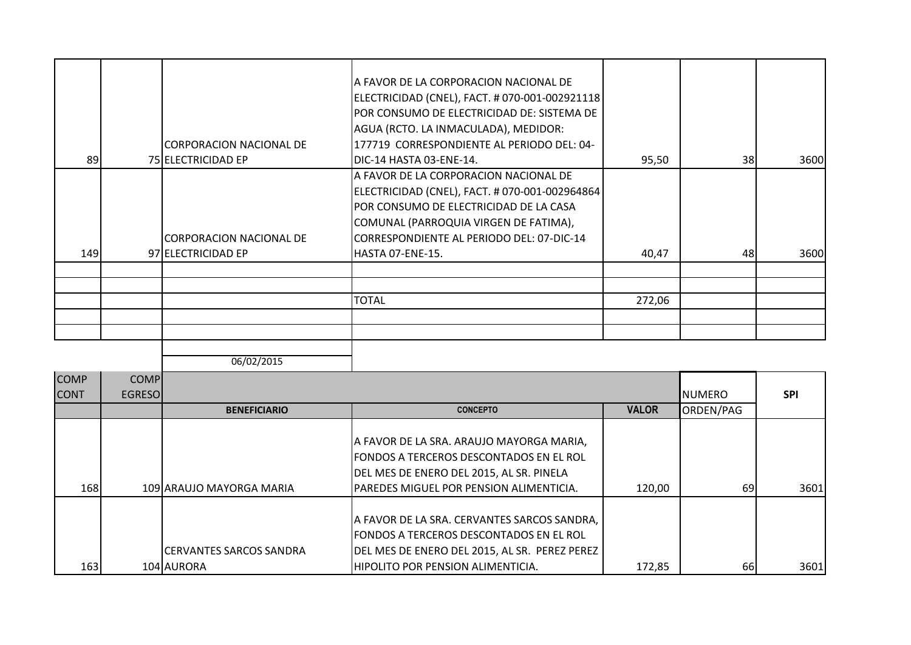| | | | | | | |
|---|---|---|---|---|---|---|
| 89 | 75 | CORPORACION NACIONAL DE ELECTRICIDAD EP | A FAVOR DE LA CORPORACION NACIONAL DE ELECTRICIDAD (CNEL), FACT. # 070-001-002921118 POR CONSUMO DE ELECTRICIDAD DE: SISTEMA DE AGUA (RCTO. LA INMACULADA), MEDIDOR: 177719 CORRESPONDIENTE AL PERIODO DEL: 04-DIC-14 HASTA 03-ENE-14. | 95,50 | 38 | 3600 |
| 149 | 97 | CORPORACION NACIONAL DE ELECTRICIDAD EP | A FAVOR DE LA CORPORACION NACIONAL DE ELECTRICIDAD (CNEL), FACT. # 070-001-002964864 POR CONSUMO DE ELECTRICIDAD DE LA CASA COMUNAL (PARROQUIA VIRGEN DE FATIMA), CORRESPONDIENTE AL PERIODO DEL: 07-DIC-14 HASTA 07-ENE-15. | 40,47 | 48 | 3600 |
| | | | | | | |
| | | | | | | |
| | | | TOTAL | 272,06 | | |
| | | | | | | |
| | | | | | | |

06/02/2015

| COMP CONT | COMP EGRESO | BENEFICIARIO | CONCEPTO | VALOR | NUMERO ORDEN/PAG | SPI |
|---|---|---|---|---|---|---|
| 168 | 109 | ARAUJO MAYORGA MARIA | A FAVOR DE LA SRA. ARAUJO MAYORGA MARIA, FONDOS A TERCEROS DESCONTADOS EN EL ROL DEL MES DE ENERO DEL 2015, AL SR. PINELA PAREDES MIGUEL POR PENSION ALIMENTICIA. | 120,00 | 69 | 3601 |
| 163 | 104 | CERVANTES SARCOS SANDRA AURORA | A FAVOR DE LA SRA. CERVANTES SARCOS SANDRA, FONDOS A TERCEROS DESCONTADOS EN EL ROL DEL MES DE ENERO DEL 2015, AL SR. PEREZ PEREZ HIPOLITO POR PENSION ALIMENTICIA. | 172,85 | 66 | 3601 |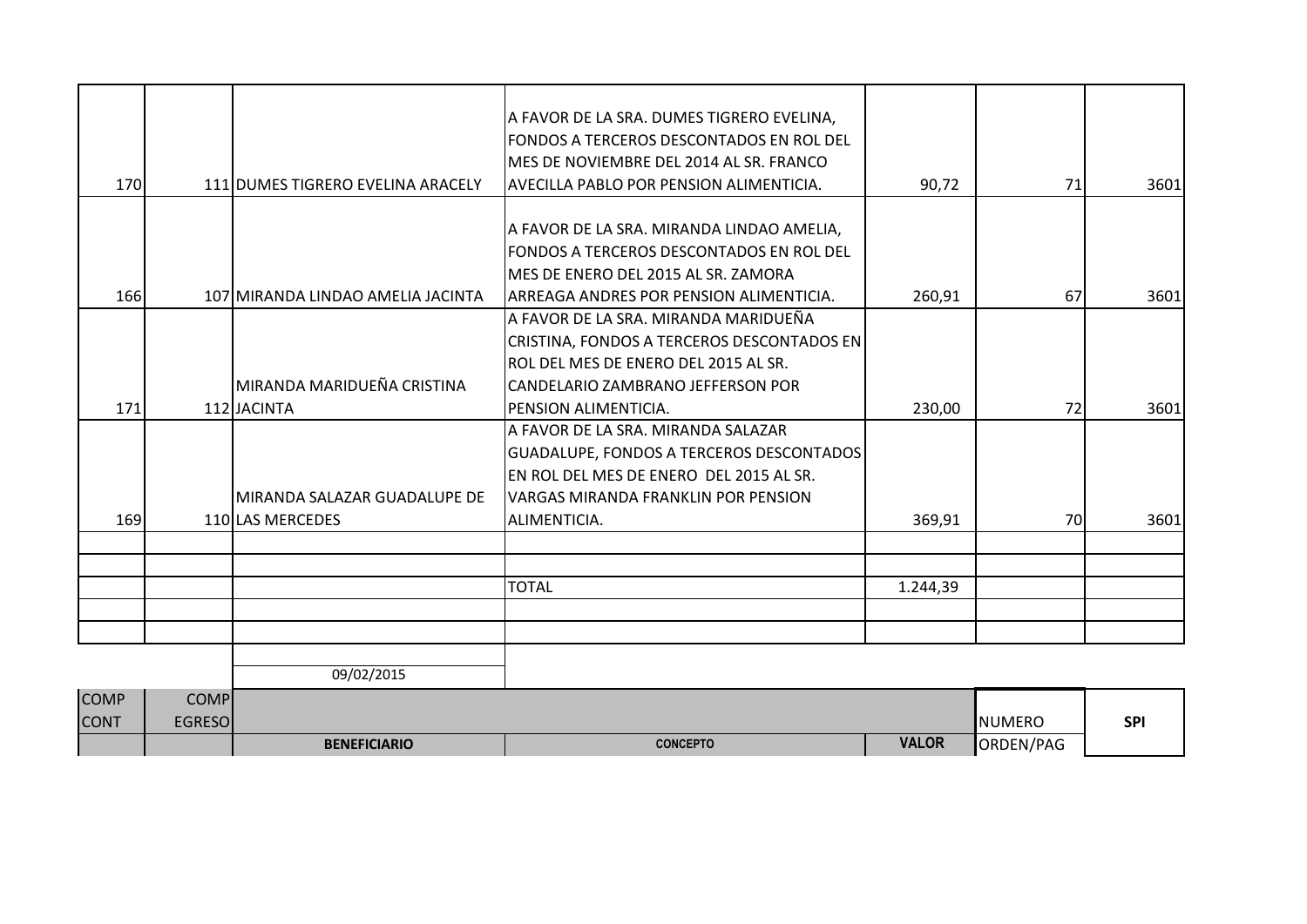| COMP CONT | COMP EGRESO | BENEFICIARIO | CONCEPTO | VALOR | NUMERO ORDEN/PAG | SPI |
|---|---|---|---|---|---|---|
| 170 | 111 | DUMES TIGRERO EVELINA ARACELY | A FAVOR DE LA SRA. DUMES TIGRERO EVELINA, FONDOS A TERCEROS DESCONTADOS EN ROL DEL MES DE NOVIEMBRE DEL 2014 AL SR. FRANCO AVECILLA PABLO POR PENSION ALIMENTICIA. | 90,72 | 71 | 3601 |
| 166 | 107 | MIRANDA LINDAO AMELIA JACINTA | A FAVOR DE LA SRA. MIRANDA LINDAO AMELIA, FONDOS A TERCEROS DESCONTADOS EN ROL DEL MES DE ENERO DEL 2015 AL SR. ZAMORA ARREAGA ANDRES POR PENSION ALIMENTICIA. | 260,91 | 67 | 3601 |
| 171 | 112 | MIRANDA MARIDUEÑA CRISTINA JACINTA | A FAVOR DE LA SRA. MIRANDA MARIDUEÑA CRISTINA, FONDOS A TERCEROS DESCONTADOS EN ROL DEL MES DE ENERO DEL 2015 AL SR. CANDELARIO ZAMBRANO JEFFERSON POR PENSION ALIMENTICIA. | 230,00 | 72 | 3601 |
| 169 | 110 | MIRANDA SALAZAR GUADALUPE DE LAS MERCEDES | A FAVOR DE LA SRA. MIRANDA SALAZAR GUADALUPE, FONDOS A TERCEROS DESCONTADOS EN ROL DEL MES DE ENERO DEL 2015 AL SR. VARGAS MIRANDA FRANKLIN POR PENSION ALIMENTICIA. | 369,91 | 70 | 3601 |
| | | | | | | |
| | | | | | | |
| | | | TOTAL | 1.244,39 | | |
| | | | | | | |
| | | | | | | |

09/02/2015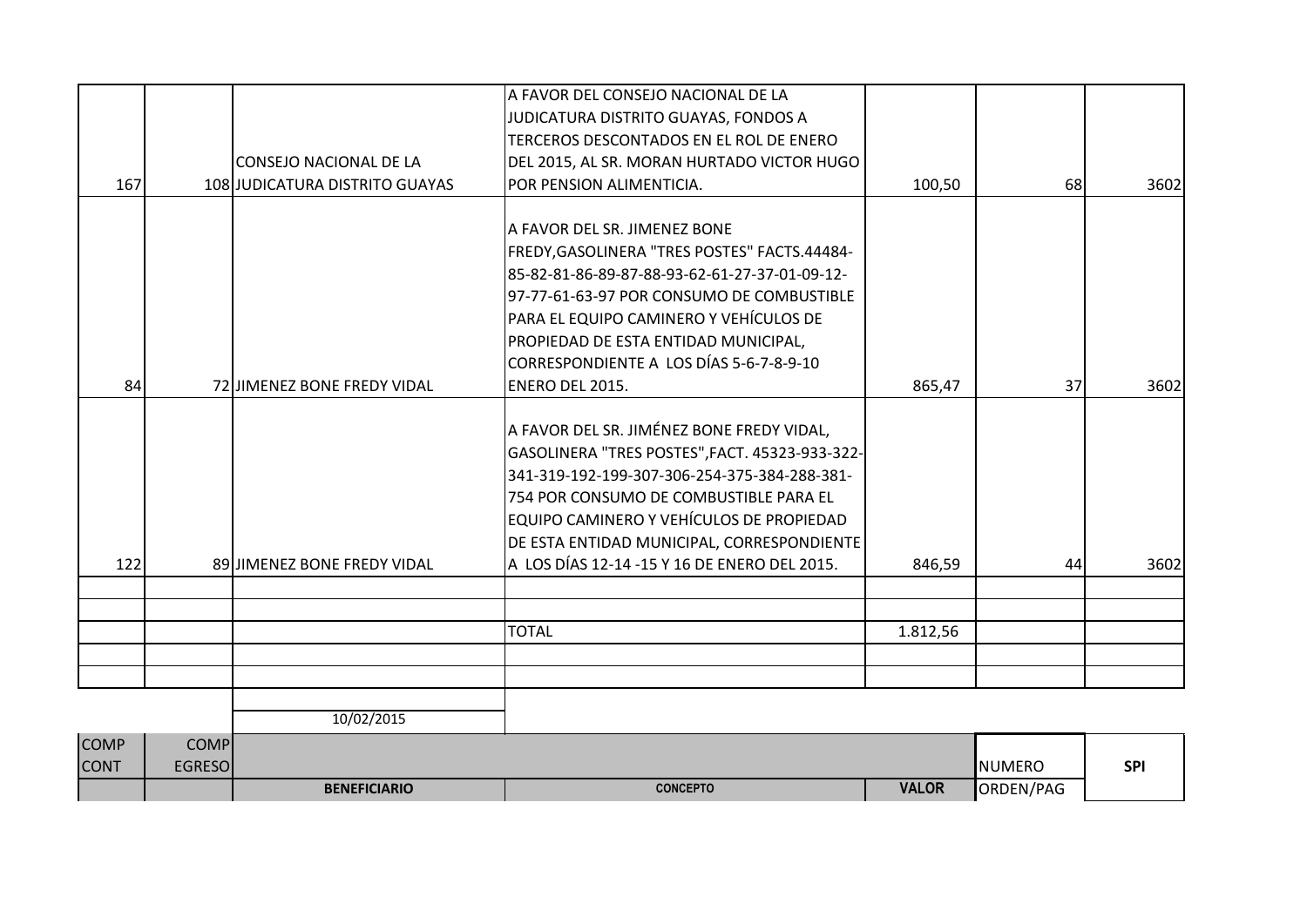| COMP CONT | COMP EGRESO | BENEFICIARIO | CONCEPTO | VALOR | NUMERO ORDEN/PAG | SPI |
|---|---|---|---|---|---|---|
| 167 | 108 | CONSEJO NACIONAL DE LA JUDICATURA DISTRITO GUAYAS | A FAVOR DEL CONSEJO NACIONAL DE LA JUDICATURA DISTRITO GUAYAS, FONDOS A TERCEROS DESCONTADOS EN EL ROL DE ENERO DEL 2015, AL SR. MORAN HURTADO VICTOR HUGO POR PENSION ALIMENTICIA. | 100,50 | 68 | 3602 |
| 84 | 72 | JIMENEZ BONE FREDY VIDAL | A FAVOR DEL SR. JIMENEZ BONE FREDY,GASOLINERA "TRES POSTES" FACTS.44484-85-82-81-86-89-87-88-93-62-61-27-37-01-09-12-97-77-61-63-97 POR CONSUMO DE COMBUSTIBLE PARA EL EQUIPO CAMINERO Y VEHÍCULOS DE PROPIEDAD DE ESTA ENTIDAD MUNICIPAL, CORRESPONDIENTE A LOS DÍAS 5-6-7-8-9-10 ENERO DEL 2015. | 865,47 | 37 | 3602 |
| 122 | 89 | JIMENEZ BONE FREDY VIDAL | A FAVOR DEL SR. JIMÉNEZ BONE FREDY VIDAL, GASOLINERA "TRES POSTES",FACT. 45323-933-322-341-319-192-199-307-306-254-375-384-288-381-754 POR CONSUMO DE COMBUSTIBLE PARA EL EQUIPO CAMINERO Y VEHÍCULOS DE PROPIEDAD DE ESTA ENTIDAD MUNICIPAL, CORRESPONDIENTE A LOS DÍAS 12-14 -15 Y 16 DE ENERO DEL 2015. | 846,59 | 44 | 3602 |
| | | | | | | |
| | | | | | | |
| | | | TOTAL | 1.812,56 | | |
| | | | | | | |
| | | | | | | |

10/02/2015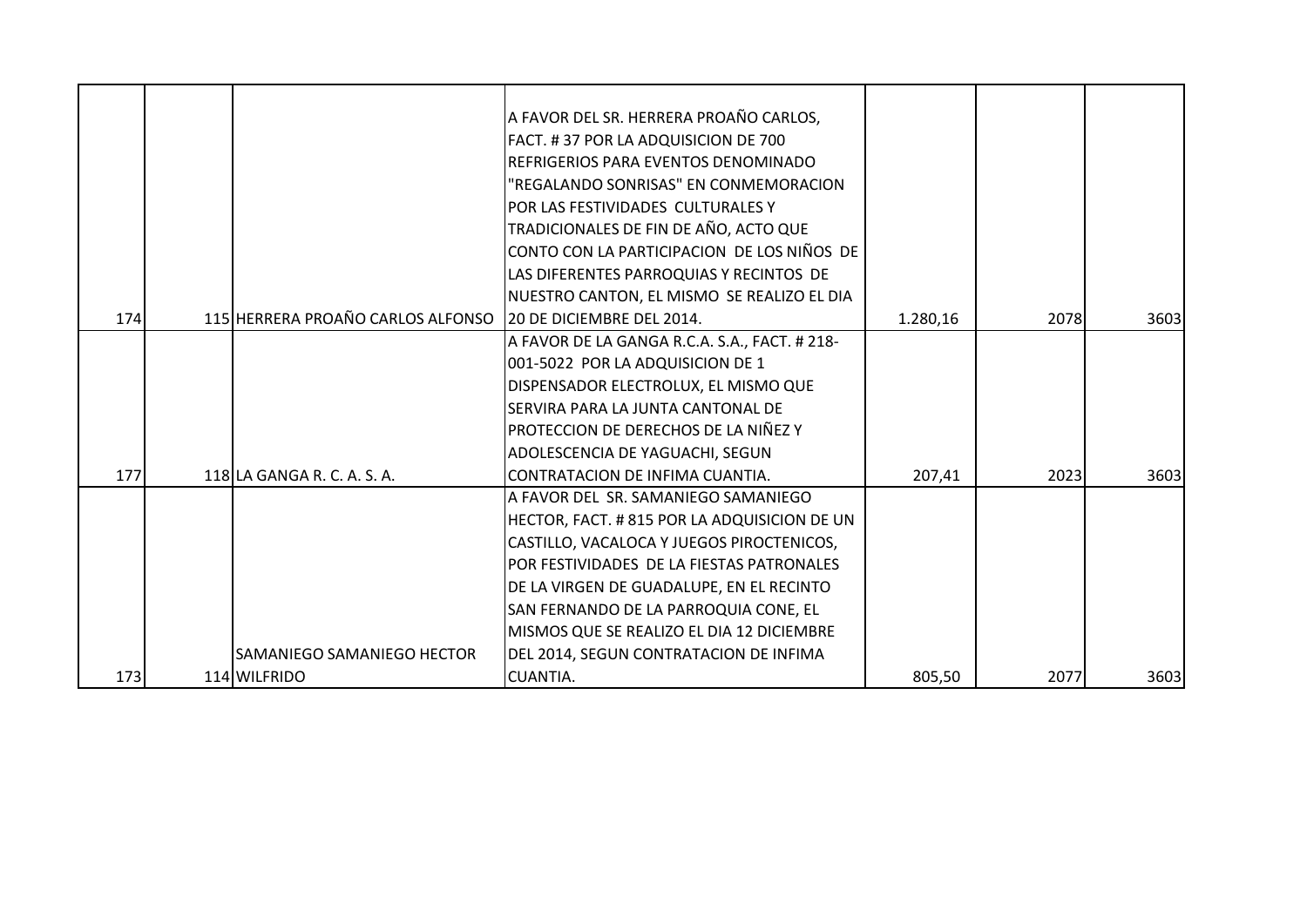| | | | | | | |
|---|---|---|---|---|---|---|
| 174 | 115 | HERRERA PROAÑO CARLOS ALFONSO | A FAVOR DEL SR. HERRERA PROAÑO CARLOS, FACT. # 37 POR LA ADQUISICION DE 700 REFRIGERIOS PARA EVENTOS DENOMINADO "REGALANDO SONRISAS" EN CONMEMORACION POR LAS FESTIVIDADES CULTURALES Y TRADICIONALES DE FIN DE AÑO, ACTO QUE CONTO CON LA PARTICIPACION DE LOS NIÑOS DE LAS DIFERENTES PARROQUIAS Y RECINTOS DE NUESTRO CANTON, EL MISMO SE REALIZO EL DIA 20 DE DICIEMBRE DEL 2014. | 1.280,16 | 2078 | 3603 |
| 177 | 118 | LA GANGA R. C. A. S. A. | A FAVOR DE LA GANGA R.C.A. S.A., FACT. # 218-001-5022 POR LA ADQUISICION DE 1 DISPENSADOR ELECTROLUX, EL MISMO QUE SERVIRA PARA LA JUNTA CANTONAL DE PROTECCION DE DERECHOS DE LA NIÑEZ Y ADOLESCENCIA DE YAGUACHI, SEGUN CONTRATACION DE INFIMA CUANTIA. | 207,41 | 2023 | 3603 |
| 173 | 114 | SAMANIEGO SAMANIEGO HECTOR WILFRIDO | A FAVOR DEL SR. SAMANIEGO SAMANIEGO HECTOR, FACT. # 815 POR LA ADQUISICION DE UN CASTILLO, VACALOCA Y JUEGOS PIROCTENICOS, POR FESTIVIDADES DE LA FIESTAS PATRONALES DE LA VIRGEN DE GUADALUPE, EN EL RECINTO SAN FERNANDO DE LA PARROQUIA CONE, EL MISMOS QUE SE REALIZO EL DIA 12 DICIEMBRE DEL 2014, SEGUN CONTRATACION DE INFIMA CUANTIA. | 805,50 | 2077 | 3603 |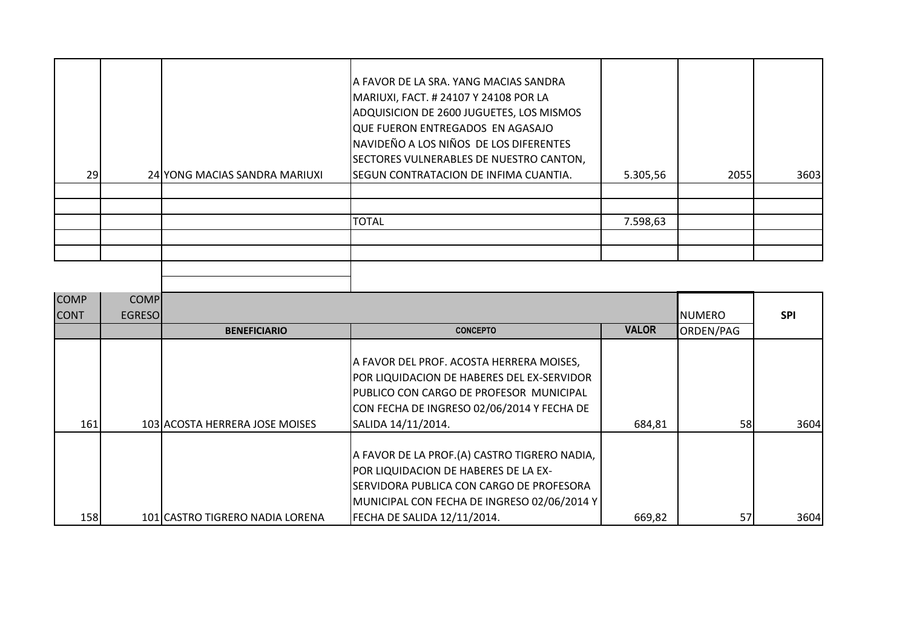| | | | | | | |
|---|---|---|---|---|---|---|
| 29 | 24 | YONG MACIAS SANDRA MARIUXI | A FAVOR DE LA SRA. YANG MACIAS SANDRA MARIUXI, FACT. # 24107 Y 24108 POR LA ADQUISICION DE 2600 JUGUETES, LOS MISMOS QUE FUERON ENTREGADOS EN AGASAJO NAVIDEÑO A LOS NIÑOS DE LOS DIFERENTES SECTORES VULNERABLES DE NUESTRO CANTON, SEGUN CONTRATACION DE INFIMA CUANTIA. | 5.305,56 | 2055 | 3603 |
| | | | | | | |
| | | | | | | |
| | | | TOTAL | 7.598,63 | | |
| | | | | | | |
| | | | | | | |

| COMP CONT | COMP EGRESO | BENEFICIARIO | CONCEPTO | VALOR | NUMERO ORDEN/PAG | SPI |
|---|---|---|---|---|---|---|
| 161 | 103 | ACOSTA HERRERA JOSE MOISES | A FAVOR DEL PROF. ACOSTA HERRERA MOISES, POR LIQUIDACION DE HABERES DEL EX-SERVIDOR PUBLICO CON CARGO DE PROFESOR MUNICIPAL CON FECHA DE INGRESO 02/06/2014 Y FECHA DE SALIDA 14/11/2014. | 684,81 | 58 | 3604 |
| 158 | 101 | CASTRO TIGRERO NADIA LORENA | A FAVOR DE LA PROF.(A) CASTRO TIGRERO NADIA, POR LIQUIDACION DE HABERES DE LA EX-SERVIDORA PUBLICA CON CARGO DE PROFESORA MUNICIPAL CON FECHA DE INGRESO 02/06/2014 Y FECHA DE SALIDA 12/11/2014. | 669,82 | 57 | 3604 |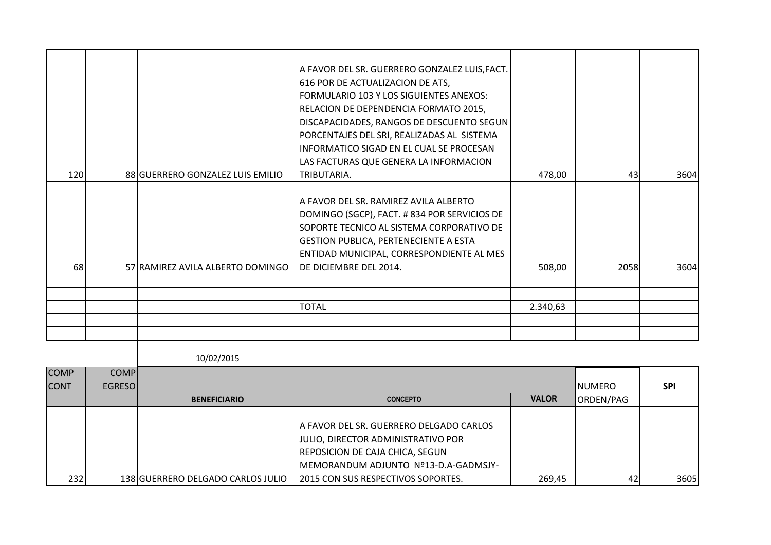| | | | | | | |
|---|---|---|---|---|---|---|
| 120 | 88 | GUERRERO GONZALEZ LUIS EMILIO | A FAVOR DEL SR. GUERRERO GONZALEZ LUIS,FACT. 616 POR DE ACTUALIZACION DE ATS, FORMULARIO 103 Y LOS SIGUIENTES ANEXOS: RELACION DE DEPENDENCIA FORMATO 2015, DISCAPACIDADES, RANGOS DE DESCUENTO SEGUN PORCENTAJES DEL SRI, REALIZADAS AL SISTEMA INFORMATICO SIGAD EN EL CUAL SE PROCESAN LAS FACTURAS QUE GENERA LA INFORMACION TRIBUTARIA. | 478,00 | 43 | 3604 |
| 68 | 57 | RAMIREZ AVILA ALBERTO DOMINGO | A FAVOR DEL SR. RAMIREZ AVILA ALBERTO DOMINGO (SGCP), FACT. # 834 POR SERVICIOS DE SOPORTE TECNICO AL SISTEMA CORPORATIVO DE GESTION PUBLICA, PERTENECIENTE A ESTA ENTIDAD MUNICIPAL, CORRESPONDIENTE AL MES DE DICIEMBRE DEL 2014. | 508,00 | 2058 | 3604 |
| | | | | | | |
| | | | | | | |
| | | | TOTAL | 2.340,63 | | |
| | | | | | | |
| | | | | | | |

10/02/2015

| COMP CONT | COMP EGRESO | BENEFICIARIO | CONCEPTO | VALOR | NUMERO ORDEN/PAG | SPI |
|---|---|---|---|---|---|---|
| 232 | 138 | GUERRERO DELGADO CARLOS JULIO | A FAVOR DEL SR. GUERRERO DELGADO CARLOS JULIO, DIRECTOR ADMINISTRATIVO POR REPOSICION DE CAJA CHICA, SEGUN MEMORANDUM ADJUNTO Nº13-D.A-GADMSJY-2015 CON SUS RESPECTIVOS SOPORTES. | 269,45 | 42 | 3605 |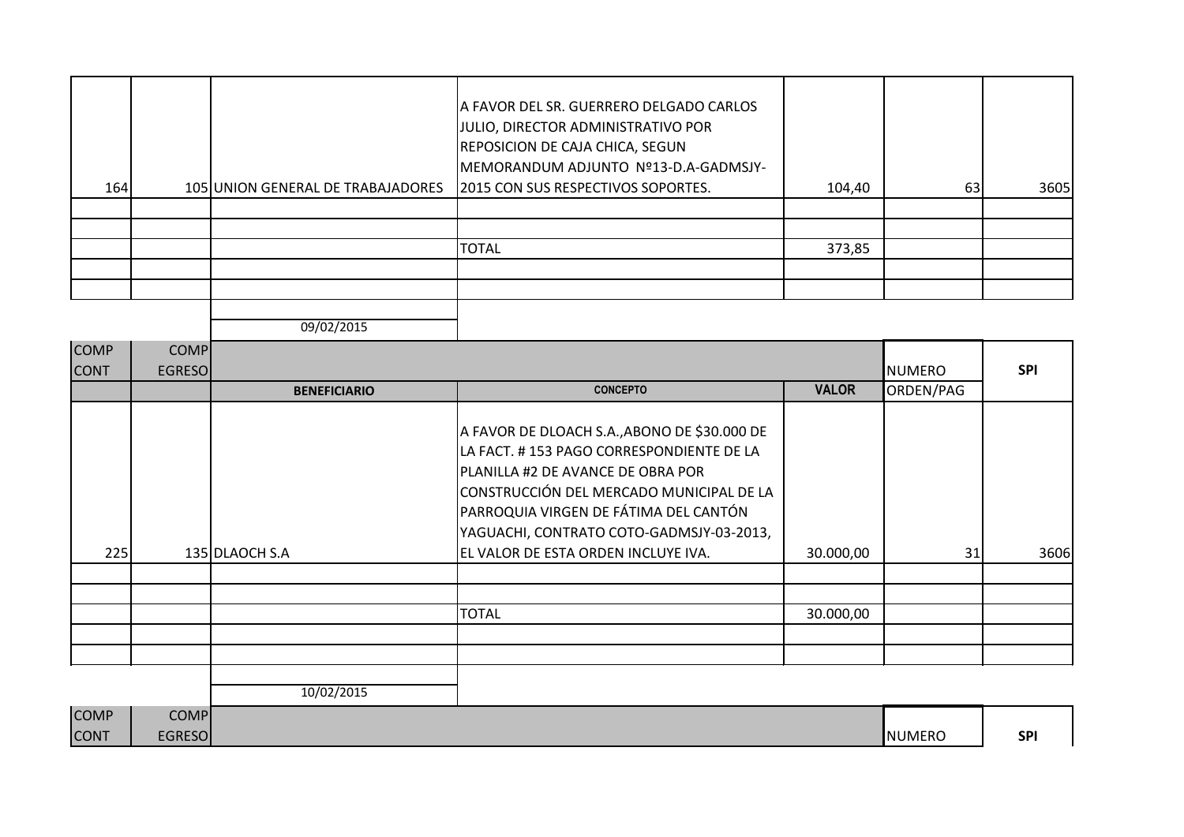| | | | | | | |
|---|---|---|---|---|---|---|
| 164 | 105 | UNION GENERAL DE TRABAJADORES | A FAVOR DEL SR. GUERRERO DELGADO CARLOS JULIO, DIRECTOR ADMINISTRATIVO POR REPOSICION DE CAJA CHICA, SEGUN MEMORANDUM ADJUNTO Nº13-D.A-GADMSJY-2015 CON SUS RESPECTIVOS SOPORTES. | 104,40 | 63 | 3605 |
| | | | | | | |
| | | | | | | |
| | | | TOTAL | 373,85 | | |
| | | | | | | |
| | | | | | | |

09/02/2015

| COMP CONT | COMP EGRESO | BENEFICIARIO | CONCEPTO | VALOR | NUMERO ORDEN/PAG | SPI |
|---|---|---|---|---|---|---|
| 225 | 135 | DLAOCH S.A | A FAVOR DE DLOACH S.A.,ABONO DE $30.000 DE LA FACT. # 153 PAGO CORRESPONDIENTE DE LA PLANILLA #2 DE AVANCE DE OBRA POR CONSTRUCCIÓN DEL MERCADO MUNICIPAL DE LA PARROQUIA VIRGEN DE FÁTIMA DEL CANTÓN YAGUACHI, CONTRATO COTO-GADMSJY-03-2013, EL VALOR DE ESTA ORDEN INCLUYE IVA. | 30.000,00 | 31 | 3606 |
| | | | | | | |
| | | | | | | |
| | | | TOTAL | 30.000,00 | | |
| | | | | | | |
| | | | | | | |

10/02/2015

| COMP CONT | COMP EGRESO | | | | NUMERO | SPI |
|---|---|---|---|---|---|---|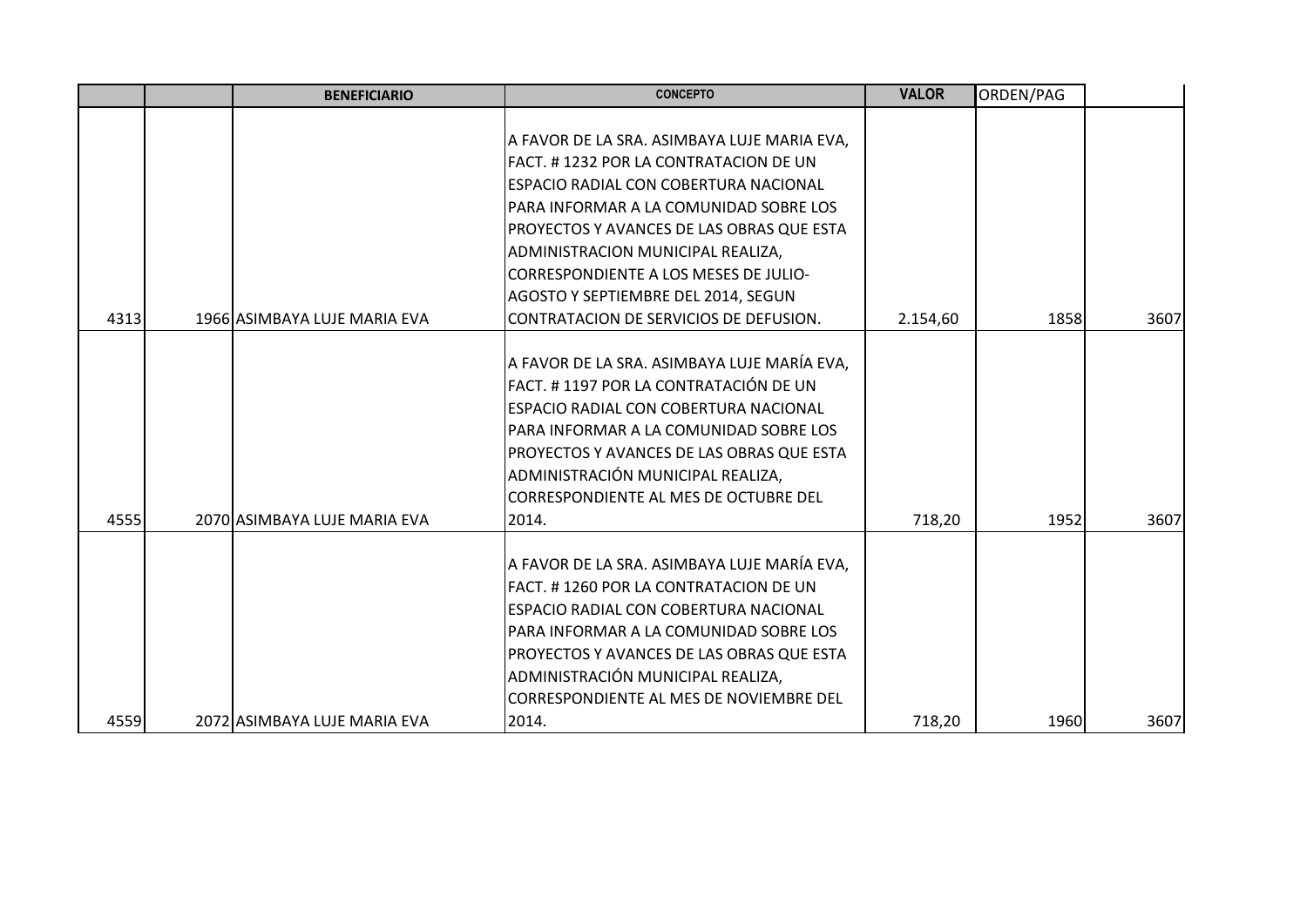|  |  | BENEFICIARIO | CONCEPTO | VALOR | ORDEN/PAG |  |
|---|---|---|---|---|---|---|
| 4313 | 1966 | ASIMBAYA LUJE MARIA EVA | A FAVOR DE LA SRA. ASIMBAYA LUJE MARIA EVA, FACT. # 1232 POR LA CONTRATACION DE UN ESPACIO RADIAL CON COBERTURA NACIONAL PARA INFORMAR A LA COMUNIDAD SOBRE LOS PROYECTOS Y AVANCES DE LAS OBRAS QUE ESTA ADMINISTRACION MUNICIPAL REALIZA, CORRESPONDIENTE A LOS MESES DE JULIO-AGOSTO Y SEPTIEMBRE DEL 2014, SEGUN CONTRATACION DE SERVICIOS DE DEFUSION. | 2.154,60 | 1858 | 3607 |
| 4555 | 2070 | ASIMBAYA LUJE MARIA EVA | A FAVOR DE LA SRA. ASIMBAYA LUJE MARÍA EVA, FACT. # 1197 POR LA CONTRATACIÓN DE UN ESPACIO RADIAL CON COBERTURA NACIONAL PARA INFORMAR A LA COMUNIDAD SOBRE LOS PROYECTOS Y AVANCES DE LAS OBRAS QUE ESTA ADMINISTRACIÓN MUNICIPAL REALIZA, CORRESPONDIENTE AL MES DE OCTUBRE DEL 2014. | 718,20 | 1952 | 3607 |
| 4559 | 2072 | ASIMBAYA LUJE MARIA EVA | A FAVOR DE LA SRA. ASIMBAYA LUJE MARÍA EVA, FACT. # 1260 POR LA CONTRATACION DE UN ESPACIO RADIAL CON COBERTURA NACIONAL PARA INFORMAR A LA COMUNIDAD SOBRE LOS PROYECTOS Y AVANCES DE LAS OBRAS QUE ESTA ADMINISTRACIÓN MUNICIPAL REALIZA, CORRESPONDIENTE AL MES DE NOVIEMBRE DEL 2014. | 718,20 | 1960 | 3607 |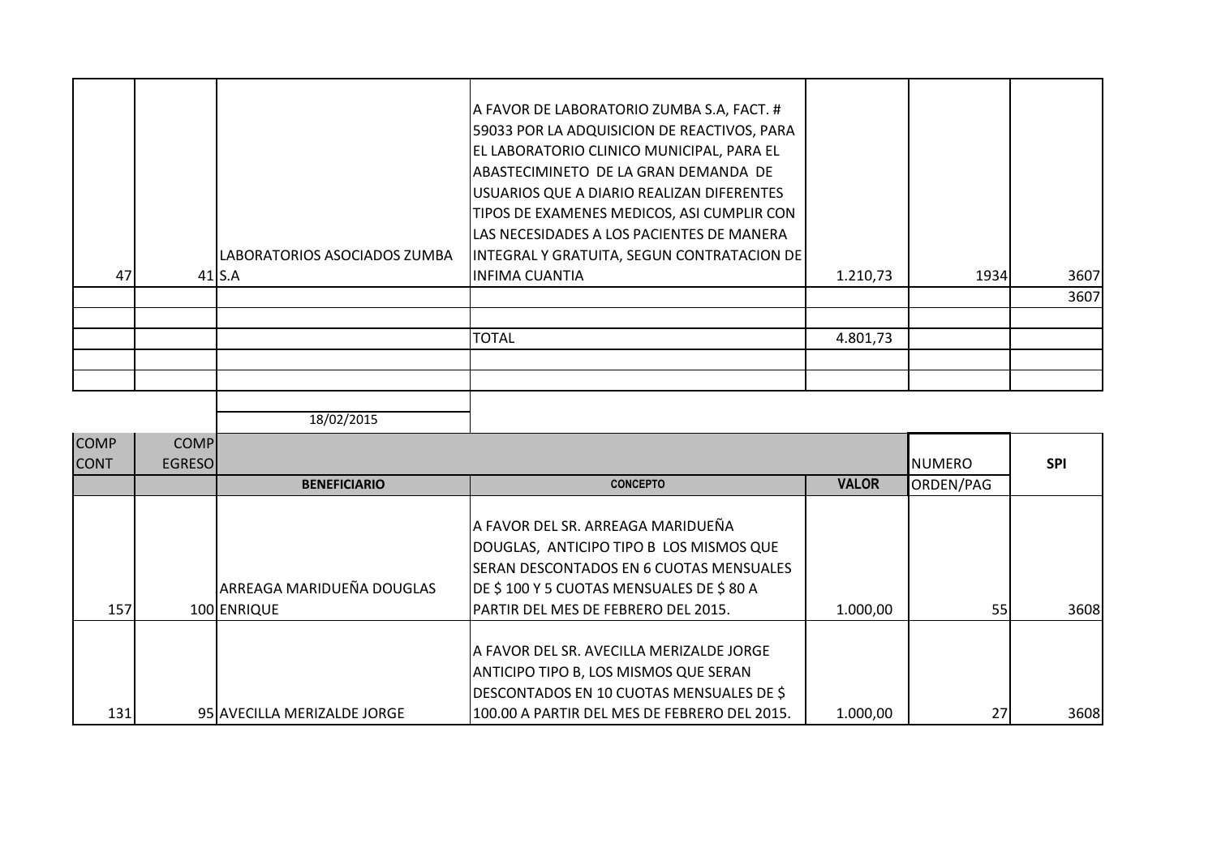| | | | | | | |
|---|---|---|---|---|---|---|
| 47 | 41 | LABORATORIOS ASOCIADOS ZUMBA S.A | A FAVOR DE LABORATORIO ZUMBA S.A, FACT. # 59033 POR LA ADQUISICION DE REACTIVOS, PARA EL LABORATORIO CLINICO MUNICIPAL, PARA EL ABASTECIMINETO DE LA GRAN DEMANDA DE USUARIOS QUE A DIARIO REALIZAN DIFERENTES TIPOS DE EXAMENES MEDICOS, ASI CUMPLIR CON LAS NECESIDADES A LOS PACIENTES DE MANERA INTEGRAL Y GRATUITA, SEGUN CONTRATACION DE INFIMA CUANTIA | 1.210,73 | 1934 | 3607 |
| | | | | | | 3607 |
| | | | | | | |
| | | | TOTAL | 4.801,73 | | |
| | | | | | | |
| | | | | | | |

18/02/2015

| COMP CONT | COMP EGRESO | BENEFICIARIO | CONCEPTO | VALOR | NUMERO ORDEN/PAG | SPI |
|---|---|---|---|---|---|---|
| 157 | 100 | ARREAGA MARIDUEÑA DOUGLAS ENRIQUE | A FAVOR DEL SR. ARREAGA MARIDUEÑA DOUGLAS, ANTICIPO TIPO B LOS MISMOS QUE SERAN DESCONTADOS EN 6 CUOTAS MENSUALES DE $ 100 Y 5 CUOTAS MENSUALES DE $ 80 A PARTIR DEL MES DE FEBRERO DEL 2015. | 1.000,00 | 55 | 3608 |
| 131 | 95 | AVECILLA MERIZALDE JORGE | A FAVOR DEL SR. AVECILLA MERIZALDE JORGE ANTICIPO TIPO B, LOS MISMOS QUE SERAN DESCONTADOS EN 10 CUOTAS MENSUALES DE $ 100.00 A PARTIR DEL MES DE FEBRERO DEL 2015. | 1.000,00 | 27 | 3608 |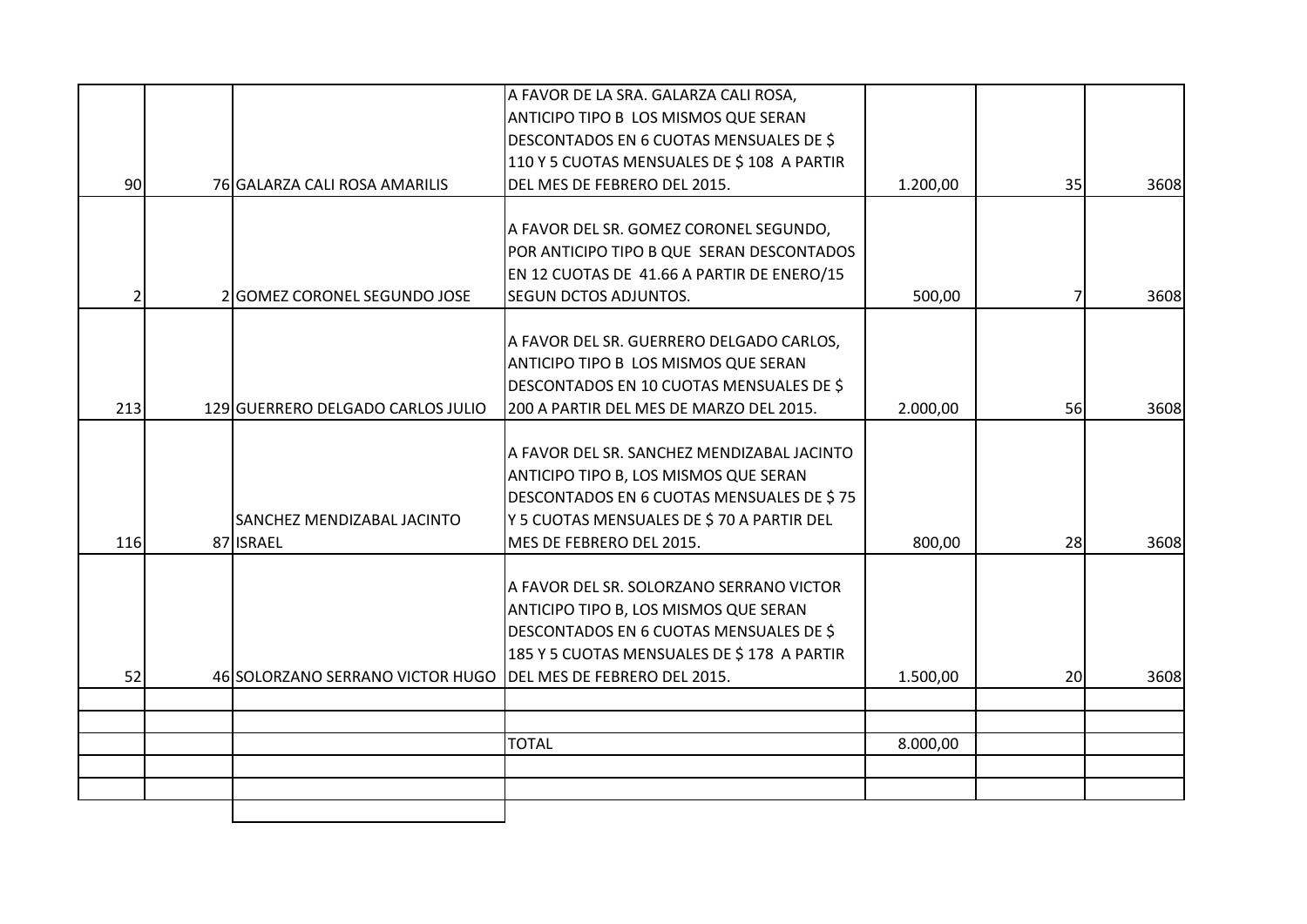| | | | | | | |
|---|---|---|---|---|---|---|
| 90 | 76 | GALARZA CALI ROSA AMARILIS | A FAVOR DE LA SRA. GALARZA CALI ROSA, ANTICIPO TIPO B LOS MISMOS QUE SERAN DESCONTADOS EN 6 CUOTAS MENSUALES DE $ 110 Y 5 CUOTAS MENSUALES DE $ 108 A PARTIR DEL MES DE FEBRERO DEL 2015. | 1.200,00 | 35 | 3608 |
| 2 | 2 | GOMEZ CORONEL SEGUNDO JOSE | A FAVOR DEL SR. GOMEZ CORONEL SEGUNDO, POR ANTICIPO TIPO B QUE SERAN DESCONTADOS EN 12 CUOTAS DE 41.66 A PARTIR DE ENERO/15 SEGUN DCTOS ADJUNTOS. | 500,00 | 7 | 3608 |
| 213 | 129 | GUERRERO DELGADO CARLOS JULIO | A FAVOR DEL SR. GUERRERO DELGADO CARLOS, ANTICIPO TIPO B LOS MISMOS QUE SERAN DESCONTADOS EN 10 CUOTAS MENSUALES DE $ 200 A PARTIR DEL MES DE MARZO DEL 2015. | 2.000,00 | 56 | 3608 |
| 116 | 87 | SANCHEZ MENDIZABAL JACINTO ISRAEL | A FAVOR DEL SR. SANCHEZ MENDIZABAL JACINTO ANTICIPO TIPO B, LOS MISMOS QUE SERAN DESCONTADOS EN 6 CUOTAS MENSUALES DE $ 75 Y 5 CUOTAS MENSUALES DE $ 70 A PARTIR DEL MES DE FEBRERO DEL 2015. | 800,00 | 28 | 3608 |
| 52 | 46 | SOLORZANO SERRANO VICTOR HUGO | A FAVOR DEL SR. SOLORZANO SERRANO VICTOR ANTICIPO TIPO B, LOS MISMOS QUE SERAN DESCONTADOS EN 6 CUOTAS MENSUALES DE $ 185 Y 5 CUOTAS MENSUALES DE $ 178 A PARTIR DEL MES DE FEBRERO DEL 2015. | 1.500,00 | 20 | 3608 |
| | | | | | | |
| | | | | | | |
| | | | TOTAL | 8.000,00 | | |
| | | | | | | |
| | | | | | | |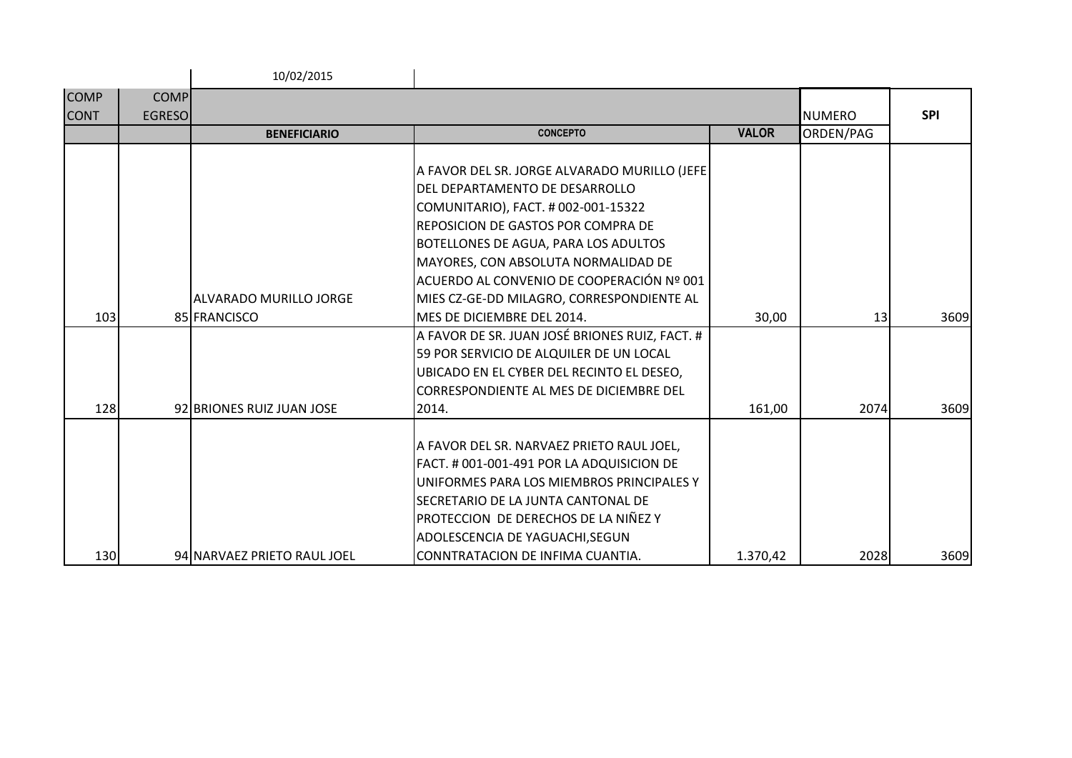10/02/2015

| COMP CONT | COMP EGRESO | BENEFICIARIO | CONCEPTO | VALOR | NUMERO ORDEN/PAG | SPI |
|---|---|---|---|---|---|---|
| 103 | 85 | ALVARADO MURILLO JORGE FRANCISCO | A FAVOR DEL SR. JORGE ALVARADO MURILLO (JEFE DEL DEPARTAMENTO DE DESARROLLO COMUNITARIO), FACT. # 002-001-15322 REPOSICION DE GASTOS POR COMPRA DE BOTELLONES DE AGUA, PARA LOS ADULTOS MAYORES, CON ABSOLUTA NORMALIDAD DE ACUERDO AL CONVENIO DE COOPERACIÓN Nº 001 MIES CZ-GE-DD MILAGRO, CORRESPONDIENTE AL MES DE DICIEMBRE DEL 2014. | 30,00 | 13 | 3609 |
| 128 | 92 | BRIONES RUIZ JUAN JOSE | A FAVOR DE SR. JUAN JOSÉ BRIONES RUIZ, FACT. # 59 POR SERVICIO DE ALQUILER DE UN LOCAL UBICADO EN EL CYBER DEL RECINTO EL DESEO, CORRESPONDIENTE AL MES DE DICIEMBRE DEL 2014. | 161,00 | 2074 | 3609 |
| 130 | 94 | NARVAEZ PRIETO RAUL JOEL | A FAVOR DEL SR. NARVAEZ PRIETO RAUL JOEL, FACT. # 001-001-491 POR LA ADQUISICION DE UNIFORMES PARA LOS MIEMBROS PRINCIPALES Y SECRETARIO DE LA JUNTA CANTONAL DE PROTECCION DE DERECHOS DE LA NIÑEZ Y ADOLESCENCIA DE YAGUACHI,SEGUN CONNTRATACION DE INFIMA CUANTIA. | 1.370,42 | 2028 | 3609 |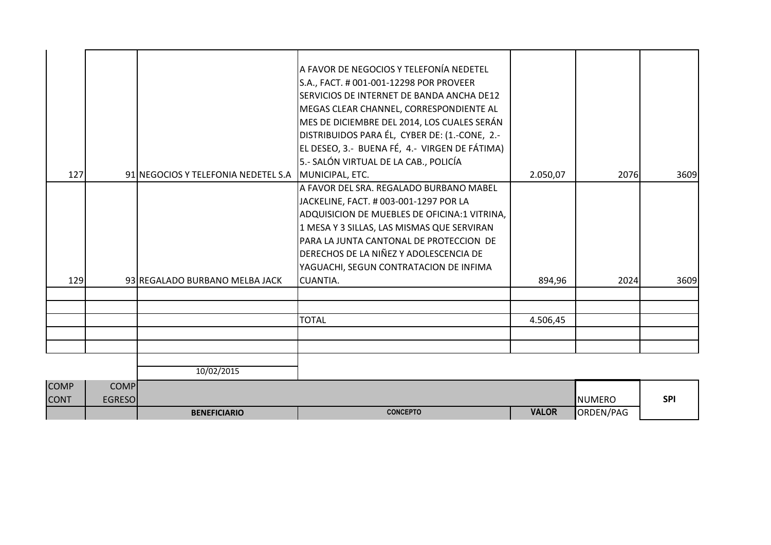| | | | | | | |
|---|---|---|---|---|---|---|
| 127 | 91 | NEGOCIOS Y TELEFONIA NEDETEL S.A | A FAVOR DE NEGOCIOS Y TELEFONÍA NEDETEL S.A., FACT. # 001-001-12298 POR PROVEER SERVICIOS DE INTERNET DE BANDA ANCHA DE12 MEGAS CLEAR CHANNEL, CORRESPONDIENTE AL MES DE DICIEMBRE DEL 2014, LOS CUALES SERÁN DISTRIBUIDOS PARA ÉL, CYBER DE: (1.-CONE, 2.- EL DESEO, 3.- BUENA FÉ, 4.- VIRGEN DE FÁTIMA) 5.- SALÓN VIRTUAL DE LA CAB., POLICÍA MUNICIPAL, ETC. | 2.050,07 | 2076 | 3609 |
| 129 | 93 | REGALADO BURBANO MELBA JACK | A FAVOR DEL SRA. REGALADO BURBANO MABEL JACKELINE, FACT. # 003-001-1297 POR LA ADQUISICION DE MUEBLES DE OFICINA:1 VITRINA, 1 MESA Y 3 SILLAS, LAS MISMAS QUE SERVIRAN PARA LA JUNTA CANTONAL DE PROTECCION DE DERECHOS DE LA NIÑEZ Y ADOLESCENCIA DE YAGUACHI, SEGUN CONTRATACION DE INFIMA CUANTIA. | 894,96 | 2024 | 3609 |
| | | | | | | |
| | | | | | | |
| | | | TOTAL | 4.506,45 | | |
| | | | | | | |
| | | | | | | |

10/02/2015

| COMP CONT | COMP EGRESO | BENEFICIARIO | CONCEPTO | VALOR | NUMERO ORDEN/PAG | SPI |
|---|---|---|---|---|---|---|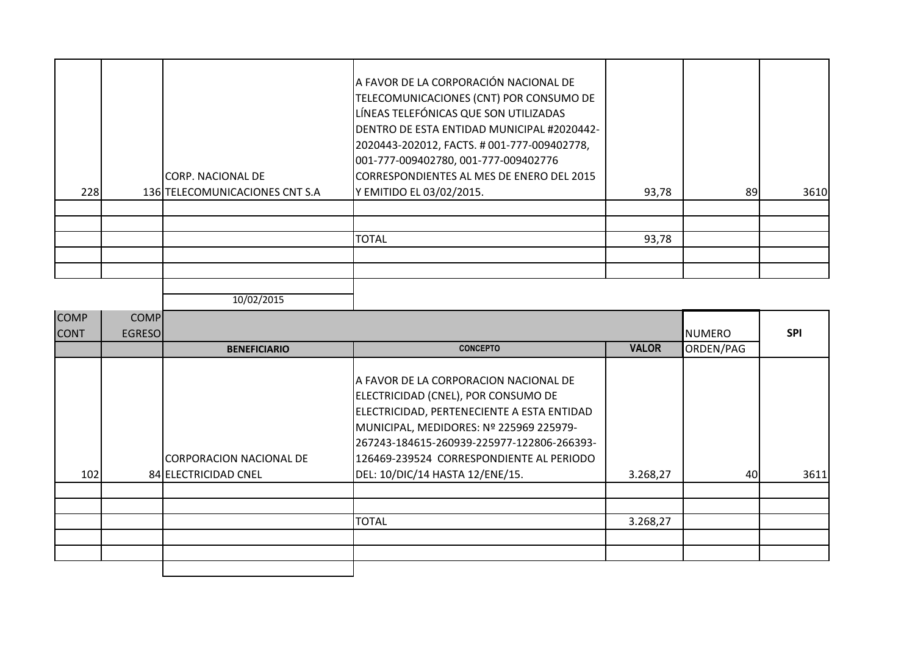| | | | | | | |
|---|---|---|---|---|---|---|
| 228 | 136 | CORP. NACIONAL DE TELECOMUNICACIONES CNT S.A | A FAVOR DE LA CORPORACIÓN NACIONAL DE TELECOMUNICACIONES (CNT) POR CONSUMO DE LÍNEAS TELEFÓNICAS QUE SON UTILIZADAS DENTRO DE ESTA ENTIDAD MUNICIPAL #2020442-2020443-202012, FACTS. # 001-777-009402778, 001-777-009402780, 001-777-009402776 CORRESPONDIENTES AL MES DE ENERO DEL 2015 Y EMITIDO EL 03/02/2015. | 93,78 | 89 | 3610 |
| | | | | | | |
| | | | | | | |
| | | | TOTAL | 93,78 | | |
| | | | | | | |
| | | | | | | |

10/02/2015

| COMP CONT | COMP EGRESO | BENEFICIARIO | CONCEPTO | VALOR | NUMERO ORDEN/PAG | SPI |
|---|---|---|---|---|---|---|
| 102 | 84 | CORPORACION NACIONAL DE ELECTRICIDAD CNEL | A FAVOR DE LA CORPORACION NACIONAL DE ELECTRICIDAD (CNEL), POR CONSUMO DE ELECTRICIDAD, PERTENECIENTE A ESTA ENTIDAD MUNICIPAL, MEDIDORES: Nº 225969 225979-267243-184615-260939-225977-122806-266393-126469-239524 CORRESPONDIENTE AL PERIODO DEL: 10/DIC/14 HASTA 12/ENE/15. | 3.268,27 | 40 | 3611 |
| | | | | | | |
| | | | | | | |
| | | | TOTAL | 3.268,27 | | |
| | | | | | | |
| | | | | | | |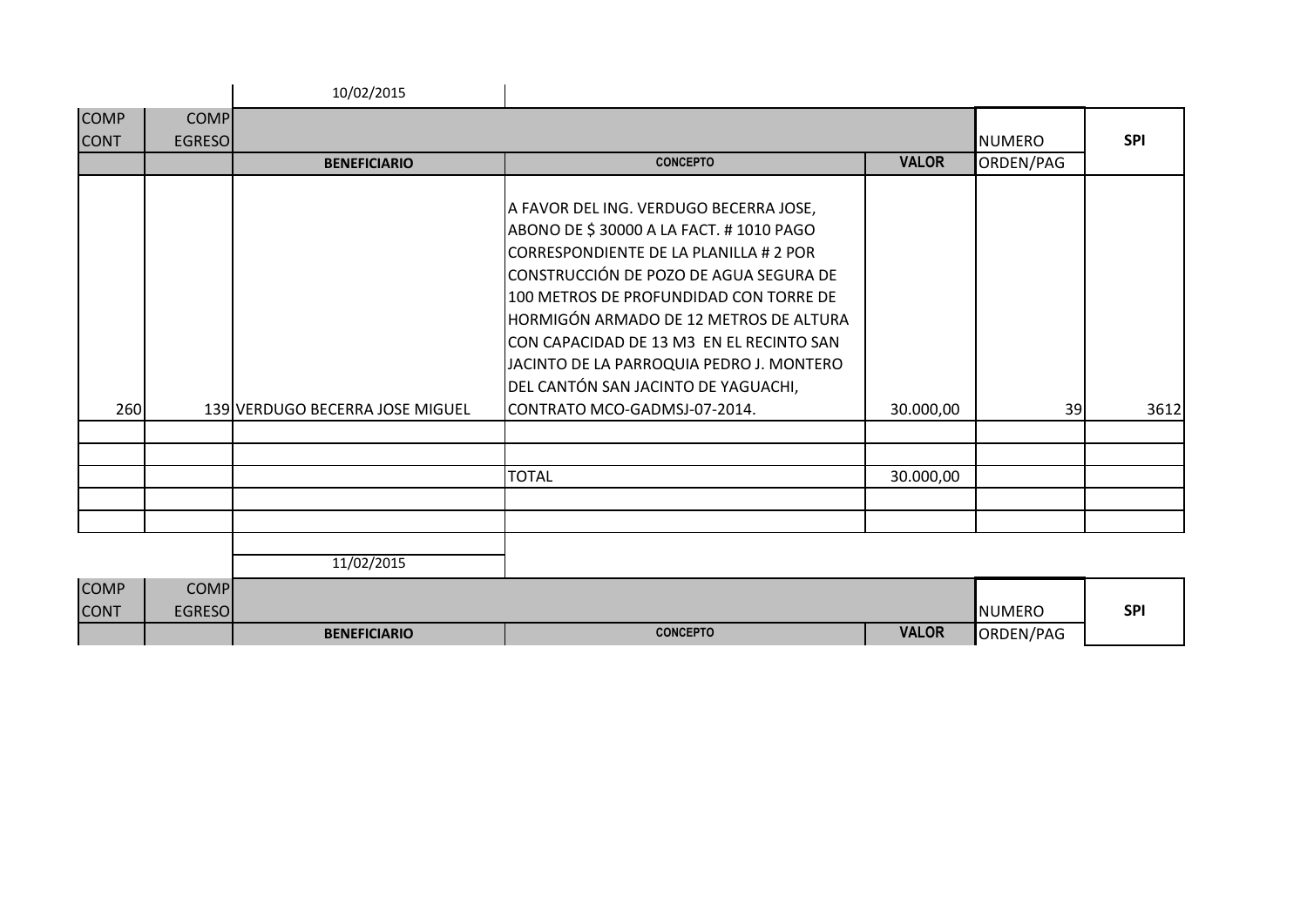10/02/2015

| COMP CONT | COMP EGRESO | BENEFICIARIO | CONCEPTO | VALOR | NUMERO ORDEN/PAG | SPI |
|---|---|---|---|---|---|---|
| 260 | 139 | VERDUGO BECERRA JOSE MIGUEL | A FAVOR DEL ING. VERDUGO BECERRA JOSE, ABONO DE $ 30000 A LA FACT. # 1010 PAGO CORRESPONDIENTE DE LA PLANILLA # 2 POR CONSTRUCCIÓN DE POZO DE AGUA SEGURA DE 100 METROS DE PROFUNDIDAD CON TORRE DE HORMIGÓN ARMADO DE 12 METROS DE ALTURA CON CAPACIDAD DE 13 M3 EN EL RECINTO SAN JACINTO DE LA PARROQUIA PEDRO J. MONTERO DEL CANTÓN SAN JACINTO DE YAGUACHI, CONTRATO MCO-GADMSJ-07-2014. | 30.000,00 | 39 | 3612 |
| | | | | | | |
| | | | | | | |
| | | | TOTAL | 30.000,00 | | |
| | | | | | | |
| | | | | | | |

11/02/2015

| COMP CONT | COMP EGRESO | BENEFICIARIO | CONCEPTO | VALOR | NUMERO ORDEN/PAG | SPI |
|---|---|---|---|---|---|---|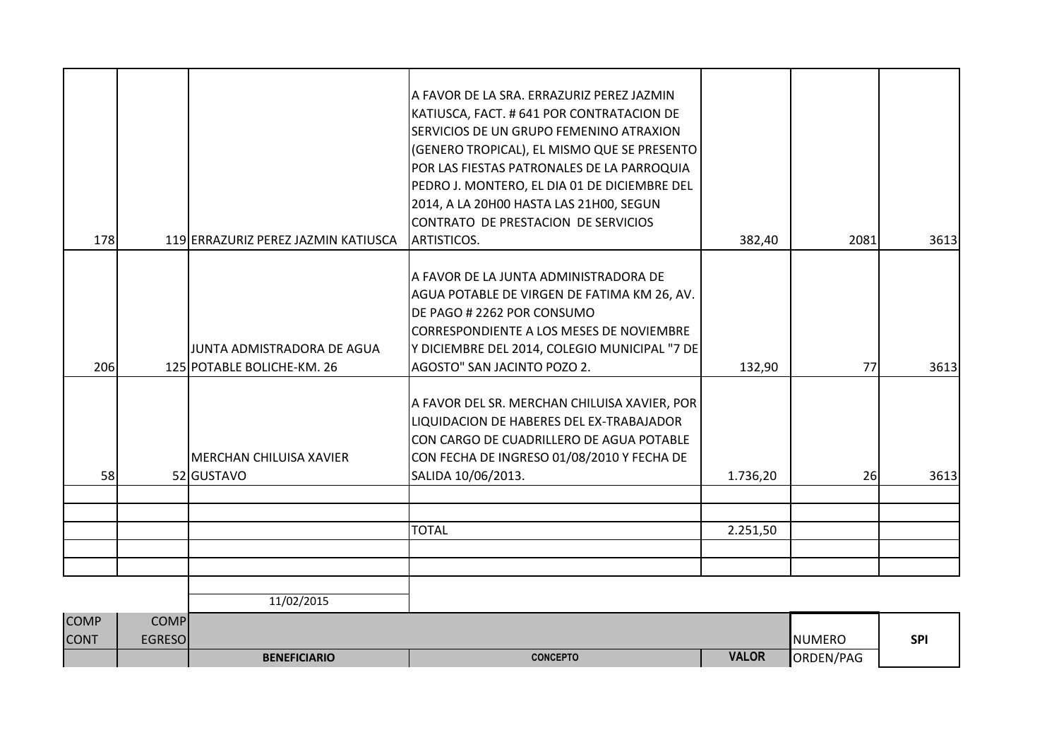| | | | | | | |
|---|---|---|---|---|---|---|
| 178 | 119 | ERRAZURIZ PEREZ JAZMIN KATIUSCA | A FAVOR DE LA SRA. ERRAZURIZ PEREZ JAZMIN KATIUSCA, FACT. # 641 POR CONTRATACION DE SERVICIOS DE UN GRUPO FEMENINO ATRAXION (GENERO TROPICAL), EL MISMO QUE SE PRESENTO POR LAS FIESTAS PATRONALES DE LA PARROQUIA PEDRO J. MONTERO, EL DIA 01 DE DICIEMBRE DEL 2014, A LA 20H00 HASTA LAS 21H00, SEGUN CONTRATO DE PRESTACION DE SERVICIOS ARTISTICOS. | 382,40 | 2081 | 3613 |
| 206 | 125 | JUNTA ADMISTRADORA DE AGUA POTABLE BOLICHE-KM. 26 | A FAVOR DE LA JUNTA ADMINISTRADORA DE AGUA POTABLE DE VIRGEN DE FATIMA KM 26, AV. DE PAGO # 2262 POR CONSUMO CORRESPONDIENTE A LOS MESES DE NOVIEMBRE Y DICIEMBRE DEL 2014, COLEGIO MUNICIPAL "7 DE AGOSTO" SAN JACINTO POZO 2. | 132,90 | 77 | 3613 |
| 58 | 52 | MERCHAN CHILUISA XAVIER GUSTAVO | A FAVOR DEL SR. MERCHAN CHILUISA XAVIER, POR LIQUIDACION DE HABERES DEL EX-TRABAJADOR CON CARGO DE CUADRILLERO DE AGUA POTABLE CON FECHA DE INGRESO 01/08/2010 Y FECHA DE SALIDA 10/06/2013. | 1.736,20 | 26 | 3613 |
| | | | | | | |
| | | | | | | |
| | | | TOTAL | 2.251,50 | | |
| | | | | | | |
| | | | | | | |

11/02/2015

| COMP CONT | COMP EGRESO | BENEFICIARIO | CONCEPTO | VALOR | NUMERO ORDEN/PAG | SPI |
|---|---|---|---|---|---|---|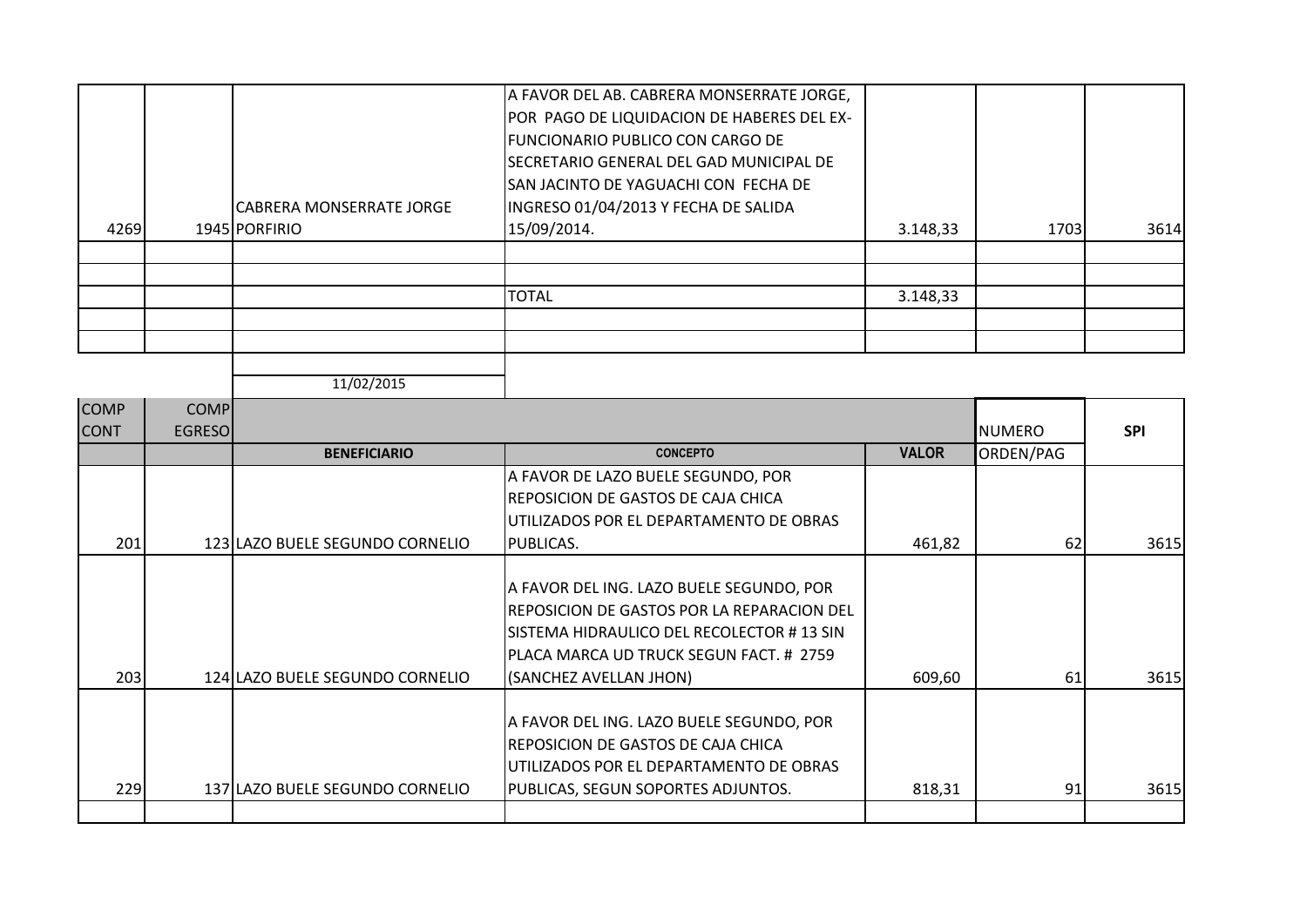| | | | | | | |
|---|---|---|---|---|---|---|
| 4269 | 1945 | CABRERA MONSERRATE JORGE PORFIRIO | A FAVOR DEL AB. CABRERA MONSERRATE JORGE, POR PAGO DE LIQUIDACION DE HABERES DEL EX-FUNCIONARIO PUBLICO CON CARGO DE SECRETARIO GENERAL DEL GAD MUNICIPAL DE SAN JACINTO DE YAGUACHI CON FECHA DE INGRESO 01/04/2013 Y FECHA DE SALIDA 15/09/2014. | 3.148,33 | 1703 | 3614 |
| | | | | | | |
| | | | | | | |
| | | | TOTAL | 3.148,33 | | |
| | | | | | | |
| | | | | | | |

11/02/2015

| COMP CONT | COMP EGRESO | BENEFICIARIO | CONCEPTO | VALOR | NUMERO ORDEN/PAG | SPI |
|---|---|---|---|---|---|---|
| 201 | 123 | LAZO BUELE SEGUNDO CORNELIO | A FAVOR DE LAZO BUELE SEGUNDO, POR REPOSICION DE GASTOS DE CAJA CHICA UTILIZADOS POR EL DEPARTAMENTO DE OBRAS PUBLICAS. | 461,82 | 62 | 3615 |
| 203 | 124 | LAZO BUELE SEGUNDO CORNELIO | A FAVOR DEL ING. LAZO BUELE SEGUNDO, POR REPOSICION DE GASTOS POR LA REPARACION DEL SISTEMA HIDRAULICO DEL RECOLECTOR # 13 SIN PLACA MARCA UD TRUCK SEGUN FACT. # 2759 (SANCHEZ AVELLAN JHON) | 609,60 | 61 | 3615 |
| 229 | 137 | LAZO BUELE SEGUNDO CORNELIO | A FAVOR DEL ING. LAZO BUELE SEGUNDO, POR REPOSICION DE GASTOS DE CAJA CHICA UTILIZADOS POR EL DEPARTAMENTO DE OBRAS PUBLICAS, SEGUN SOPORTES ADJUNTOS. | 818,31 | 91 | 3615 |
| | | | | | | |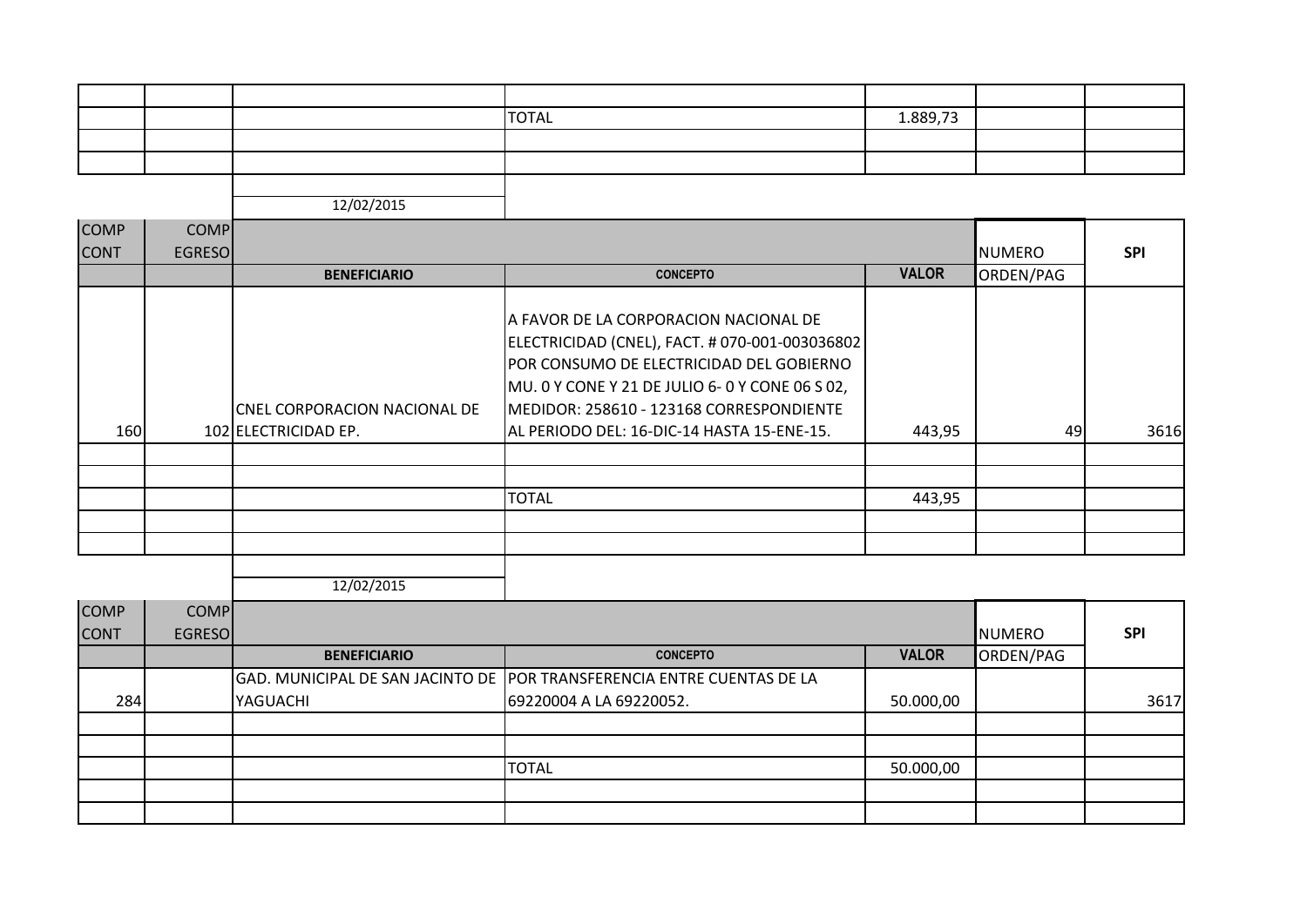| | | | | | | |
|---|---|---|---|---|---|---|
| | | | | | | |
| | | | TOTAL | 1.889,73 | | |
| | | | | | | |
| | | | | | | |

12/02/2015

| COMP CONT | COMP EGRESO | BENEFICIARIO | CONCEPTO | VALOR | NUMERO ORDEN/PAG | SPI |
|---|---|---|---|---|---|---|
| 160 | 102 | CNEL CORPORACION NACIONAL DE ELECTRICIDAD EP. | A FAVOR DE LA CORPORACION NACIONAL DE ELECTRICIDAD (CNEL), FACT. # 070-001-003036802 POR CONSUMO DE ELECTRICIDAD DEL GOBIERNO MU. 0 Y CONE Y 21 DE JULIO 6- 0 Y CONE 06 S 02, MEDIDOR: 258610 - 123168 CORRESPONDIENTE AL PERIODO DEL: 16-DIC-14 HASTA 15-ENE-15. | 443,95 | 49 | 3616 |
| | | | | | | |
| | | | | | | |
| | | | TOTAL | 443,95 | | |
| | | | | | | |
| | | | | | | |

12/02/2015

| COMP CONT | COMP EGRESO | BENEFICIARIO | CONCEPTO | VALOR | NUMERO ORDEN/PAG | SPI |
|---|---|---|---|---|---|---|
| 284 | | GAD. MUNICIPAL DE SAN JACINTO DE YAGUACHI | POR TRANSFERENCIA ENTRE CUENTAS DE LA 69220004 A LA 69220052. | 50.000,00 | | 3617 |
| | | | | | | |
| | | | | | | |
| | | | TOTAL | 50.000,00 | | |
| | | | | | | |
| | | | | | | |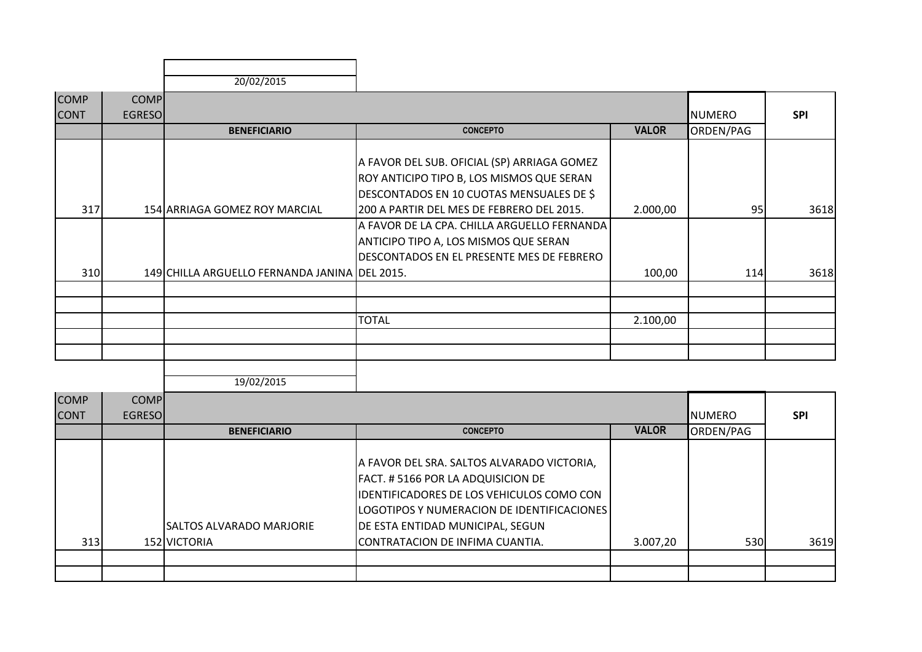20/02/2015

| COMP CONT | COMP EGRESO | BENEFICIARIO | CONCEPTO | VALOR | NUMERO ORDEN/PAG | SPI |
|---|---|---|---|---|---|---|
| 317 | 154 | ARRIAGA GOMEZ ROY MARCIAL | A FAVOR DEL SUB. OFICIAL (SP) ARRIAGA GOMEZ ROY ANTICIPO TIPO B, LOS MISMOS QUE SERAN DESCONTADOS EN 10 CUOTAS MENSUALES DE $ 200 A PARTIR DEL MES DE FEBRERO DEL 2015. | 2.000,00 | 95 | 3618 |
| 310 | 149 | CHILLA ARGUELLO FERNANDA JANINA | A FAVOR DE LA CPA. CHILLA ARGUELLO FERNANDA ANTICIPO TIPO A, LOS MISMOS QUE SERAN DESCONTADOS EN EL PRESENTE MES DE FEBRERO DEL 2015. | 100,00 | 114 | 3618 |
| | | | | | | |
| | | | | | | |
| | | | TOTAL | 2.100,00 | | |
| | | | | | | |
| | | | | | | |

19/02/2015

| COMP CONT | COMP EGRESO | BENEFICIARIO | CONCEPTO | VALOR | NUMERO ORDEN/PAG | SPI |
|---|---|---|---|---|---|---|
| 313 | 152 | SALTOS ALVARADO MARJORIE VICTORIA | A FAVOR DEL SRA. SALTOS ALVARADO VICTORIA, FACT. # 5166 POR LA ADQUISICION DE IDENTIFICADORES DE LOS VEHICULOS COMO CON LOGOTIPOS Y NUMERACION DE IDENTIFICACIONES DE ESTA ENTIDAD MUNICIPAL, SEGUN CONTRATACION DE INFIMA CUANTIA. | 3.007,20 | 530 | 3619 |
| | | | | | | |
| | | | | | | |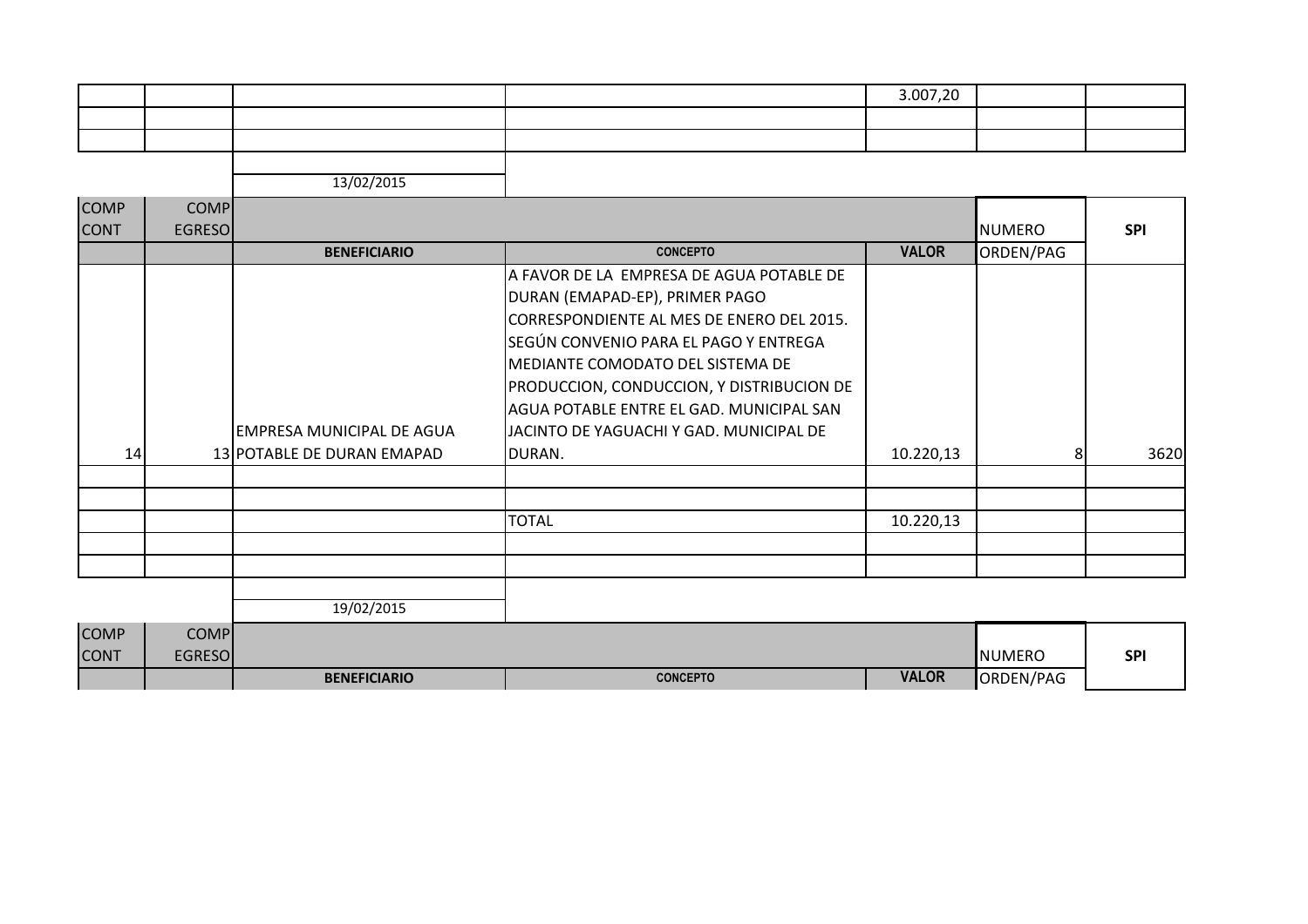| | | | | 3.007,20 | | |
|---|---|---|---|---|---|---|
| | | | | | | |
| | | | | | | |

13/02/2015

| COMP CONT | COMP EGRESO | | | | NUMERO | SPI |
|---|---|---|---|---|---|---|
| | | **BENEFICIARIO** | **CONCEPTO** | **VALOR** | ORDEN/PAG | |
| 14 | 13 | EMPRESA MUNICIPAL DE AGUA POTABLE DE DURAN EMAPAD | A FAVOR DE LA EMPRESA DE AGUA POTABLE DE DURAN (EMAPAD-EP), PRIMER PAGO CORRESPONDIENTE AL MES DE ENERO DEL 2015. SEGÚN CONVENIO PARA EL PAGO Y ENTREGA MEDIANTE COMODATO DEL SISTEMA DE PRODUCCION, CONDUCCION, Y DISTRIBUCION DE AGUA POTABLE ENTRE EL GAD. MUNICIPAL SAN JACINTO DE YAGUACHI Y GAD. MUNICIPAL DE DURAN. | 10.220,13 | 8 | 3620 |
| | | | | | | |
| | | | | | | |
| | | | TOTAL | 10.220,13 | | |
| | | | | | | |
| | | | | | | |

19/02/2015

| COMP CONT | COMP EGRESO | | | | NUMERO | SPI |
|---|---|---|---|---|---|---|
| | | **BENEFICIARIO** | **CONCEPTO** | **VALOR** | ORDEN/PAG | |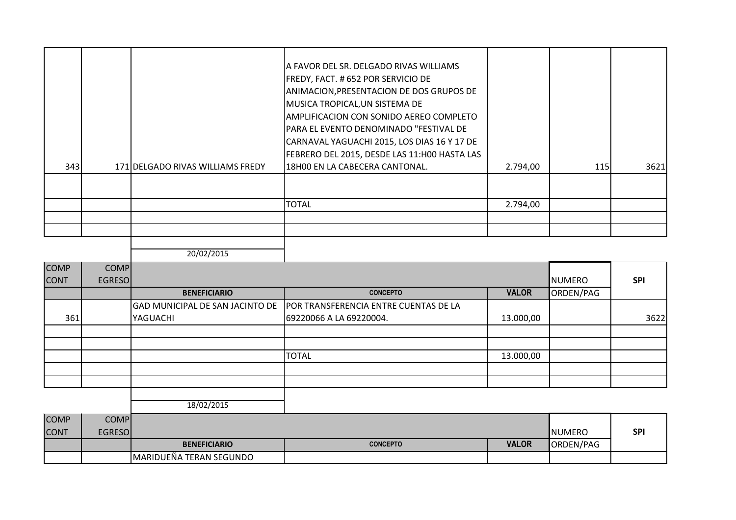| | | | | | | |
|---|---|---|---|---|---|---|
| 343 | 171 | DELGADO RIVAS WILLIAMS FREDY | A FAVOR DEL SR. DELGADO RIVAS WILLIAMS FREDY, FACT. # 652 POR SERVICIO DE ANIMACION,PRESENTACION DE DOS GRUPOS DE MUSICA TROPICAL,UN SISTEMA DE AMPLIFICACION CON SONIDO AEREO COMPLETO PARA EL EVENTO DENOMINADO "FESTIVAL DE CARNAVAL YAGUACHI 2015, LOS DIAS 16 Y 17 DE FEBRERO DEL 2015, DESDE LAS 11:H00 HASTA LAS 18H00 EN LA CABECERA CANTONAL. | 2.794,00 | 115 | 3621 |
| | | | | | | |
| | | | | | | |
| | | | TOTAL | 2.794,00 | | |
| | | | | | | |
| | | | | | | |

20/02/2015

| COMP CONT | COMP EGRESO | BENEFICIARIO | CONCEPTO | VALOR | NUMERO ORDEN/PAG | SPI |
|---|---|---|---|---|---|---|
| 361 | | GAD MUNICIPAL DE SAN JACINTO DE YAGUACHI | POR TRANSFERENCIA ENTRE CUENTAS DE LA 69220066 A LA 69220004. | 13.000,00 | | 3622 |
| | | | | | | |
| | | | | | | |
| | | | TOTAL | 13.000,00 | | |
| | | | | | | |
| | | | | | | |

18/02/2015

| COMP CONT | COMP EGRESO | BENEFICIARIO | CONCEPTO | VALOR | NUMERO ORDEN/PAG | SPI |
|---|---|---|---|---|---|---|
| | | MARIDUEÑA TERAN SEGUNDO | | | | |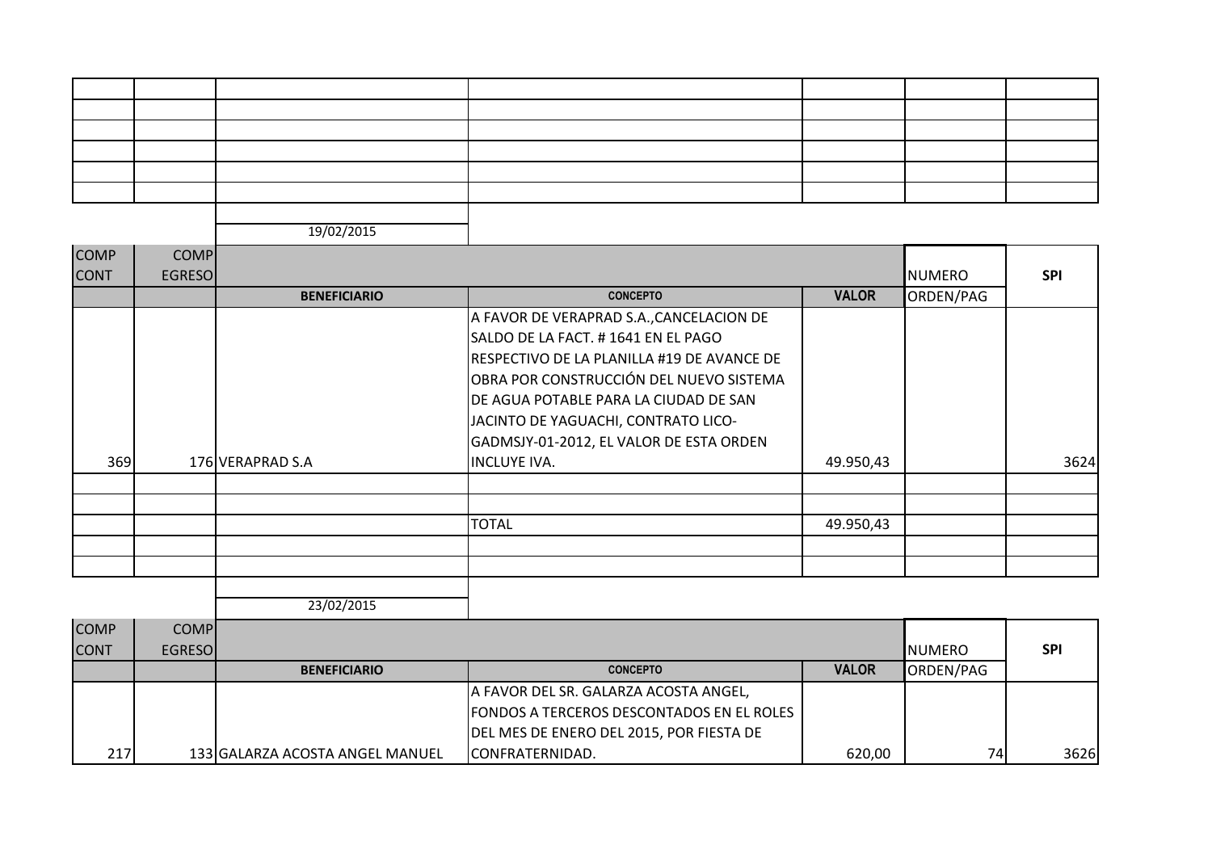| | | | | | | |
|---|---|---|---|---|---|---|
| | | | | | | |
| | | | | | | |
| | | | | | | |
| | | | | | | |
| | | | | | | |

| | | 19/02/2015 | | | | |
|---|---|---|---|---|---|---|
| COMP CONT | COMP EGRESO | | | | NUMERO | SPI |
| | | **BENEFICIARIO** | **CONCEPTO** | **VALOR** | ORDEN/PAG | |
| 369 | 176 | VERAPRAD S.A | A FAVOR DE VERAPRAD S.A.,CANCELACION DE SALDO DE LA FACT. # 1641 EN EL PAGO RESPECTIVO DE LA PLANILLA #19 DE AVANCE DE OBRA POR CONSTRUCCIÓN DEL NUEVO SISTEMA DE AGUA POTABLE PARA LA CIUDAD DE SAN JACINTO DE YAGUACHI, CONTRATO LICO-GADMSJY-01-2012, EL VALOR DE ESTA ORDEN INCLUYE IVA. | 49.950,43 | | 3624 |
| | | | | | | |
| | | | | | | |
| | | | TOTAL | 49.950,43 | | |
| | | | | | | |
| | | | | | | |

| | | 23/02/2015 | | | | |
|---|---|---|---|---|---|---|
| COMP CONT | COMP EGRESO | | | | NUMERO | SPI |
| | | **BENEFICIARIO** | **CONCEPTO** | **VALOR** | ORDEN/PAG | |
| 217 | 133 | GALARZA ACOSTA ANGEL MANUEL | A FAVOR DEL SR. GALARZA ACOSTA ANGEL, FONDOS A TERCEROS DESCONTADOS EN EL ROLES DEL MES DE ENERO DEL 2015, POR FIESTA DE CONFRATERNIDAD. | 620,00 | 74 | 3626 |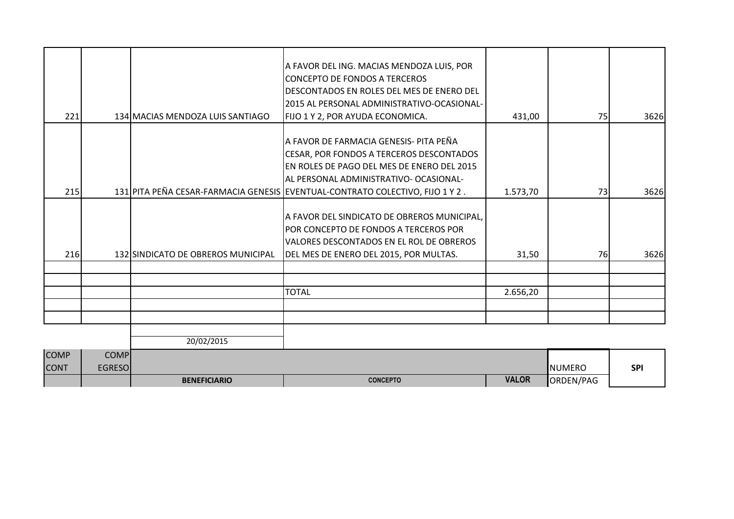| | | | | | | |
|---|---|---|---|---|---|---|
| 221 | 134 | MACIAS MENDOZA LUIS SANTIAGO | A FAVOR DEL ING. MACIAS MENDOZA LUIS, POR CONCEPTO DE FONDOS A TERCEROS DESCONTADOS EN ROLES DEL MES DE ENERO DEL 2015 AL PERSONAL ADMINISTRATIVO-OCASIONAL-FIJO 1 Y 2, POR AYUDA ECONOMICA. | 431,00 | 75 | 3626 |
| 215 | 131 | PITA PEÑA CESAR-FARMACIA GENESIS | A FAVOR DE FARMACIA GENESIS- PITA PEÑA CESAR, POR FONDOS A TERCEROS DESCONTADOS EN ROLES DE PAGO DEL MES DE ENERO DEL 2015 AL PERSONAL ADMINISTRATIVO- OCASIONAL-EVENTUAL-CONTRATO COLECTIVO, FIJO 1 Y 2 . | 1.573,70 | 73 | 3626 |
| 216 | 132 | SINDICATO DE OBREROS MUNICIPAL | A FAVOR DEL SINDICATO DE OBREROS MUNICIPAL, POR CONCEPTO DE FONDOS A TERCEROS POR VALORES DESCONTADOS EN EL ROL DE OBREROS DEL MES DE ENERO DEL 2015, POR MULTAS. | 31,50 | 76 | 3626 |
| | | | | | | |
| | | | | | | |
| | | | TOTAL | 2.656,20 | | |
| | | | | | | |
| | | | | | | |

20/02/2015

| COMP CONT | COMP EGRESO | BENEFICIARIO | CONCEPTO | VALOR | NUMERO ORDEN/PAG | SPI |
|---|---|---|---|---|---|---|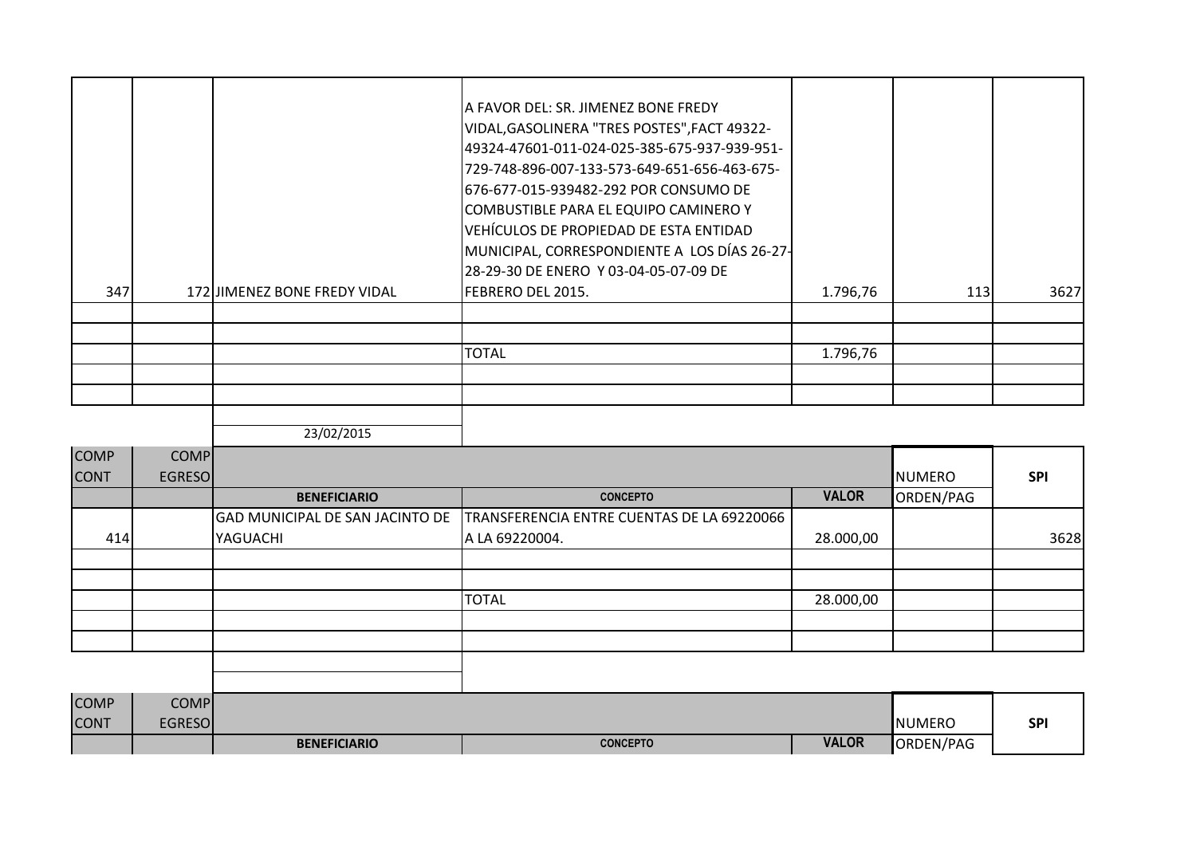| | | | | | | |
|---|---|---|---|---|---|---|
| 347 | 172 | JIMENEZ BONE FREDY VIDAL | A FAVOR DEL: SR. JIMENEZ BONE FREDY VIDAL,GASOLINERA "TRES POSTES",FACT 49322-49324-47601-011-024-025-385-675-937-939-951-729-748-896-007-133-573-649-651-656-463-675-676-677-015-939482-292 POR CONSUMO DE COMBUSTIBLE PARA EL EQUIPO CAMINERO Y VEHÍCULOS DE PROPIEDAD DE ESTA ENTIDAD MUNICIPAL, CORRESPONDIENTE A LOS DÍAS 26-27-28-29-30 DE ENERO Y 03-04-05-07-09 DE FEBRERO DEL 2015. | 1.796,76 | 113 | 3627 |
| | | | | | | |
| | | | | | | |
| | | | TOTAL | 1.796,76 | | |
| | | | | | | |
| | | | | | | |

23/02/2015

| COMP CONT | COMP EGRESO | BENEFICIARIO | CONCEPTO | VALOR | NUMERO ORDEN/PAG | SPI |
|---|---|---|---|---|---|---|
| 414 | | GAD MUNICIPAL DE SAN JACINTO DE YAGUACHI | TRANSFERENCIA ENTRE CUENTAS DE LA 69220066 A LA 69220004. | 28.000,00 | | 3628 |
| | | | | | | |
| | | | | | | |
| | | | TOTAL | 28.000,00 | | |
| | | | | | | |
| | | | | | | |

| COMP CONT | COMP EGRESO | BENEFICIARIO | CONCEPTO | VALOR | NUMERO ORDEN/PAG | SPI |
|---|---|---|---|---|---|---|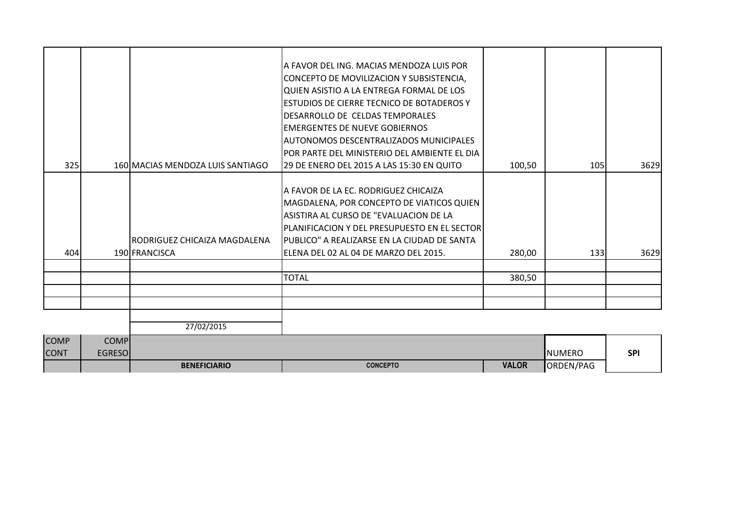| COMP CONT | COMP EGRESO | BENEFICIARIO | CONCEPTO | VALOR | NUMERO ORDEN/PAG | SPI |
|---|---|---|---|---|---|---|
| 325 | 160 | MACIAS MENDOZA LUIS SANTIAGO | A FAVOR DEL ING. MACIAS MENDOZA LUIS POR CONCEPTO DE MOVILIZACION Y SUBSISTENCIA, QUIEN ASISTIO A LA ENTREGA FORMAL DE LOS ESTUDIOS DE CIERRE TECNICO DE BOTADEROS Y DESARROLLO DE CELDAS TEMPORALES EMERGENTES DE NUEVE GOBIERNOS AUTONOMOS DESCENTRALIZADOS MUNICIPALES POR PARTE DEL MINISTERIO DEL AMBIENTE EL DIA 29 DE ENERO DEL 2015 A LAS 15:30 EN QUITO | 100,50 | 105 | 3629 |
| 404 | 190 | RODRIGUEZ CHICAIZA MAGDALENA FRANCISCA | A FAVOR DE LA EC. RODRIGUEZ CHICAIZA MAGDALENA, POR CONCEPTO DE VIATICOS QUIEN ASISTIRA AL CURSO DE "EVALUACION DE LA PLANIFICACION Y DEL PRESUPUESTO EN EL SECTOR PUBLICO" A REALIZARSE EN LA CIUDAD DE SANTA ELENA DEL 02 AL 04 DE MARZO DEL 2015. | 280,00 | 133 | 3629 |
| | | | | | | |
| | | | TOTAL | 380,50 | | |
| | | | | | | |
| | | | | | | |

27/02/2015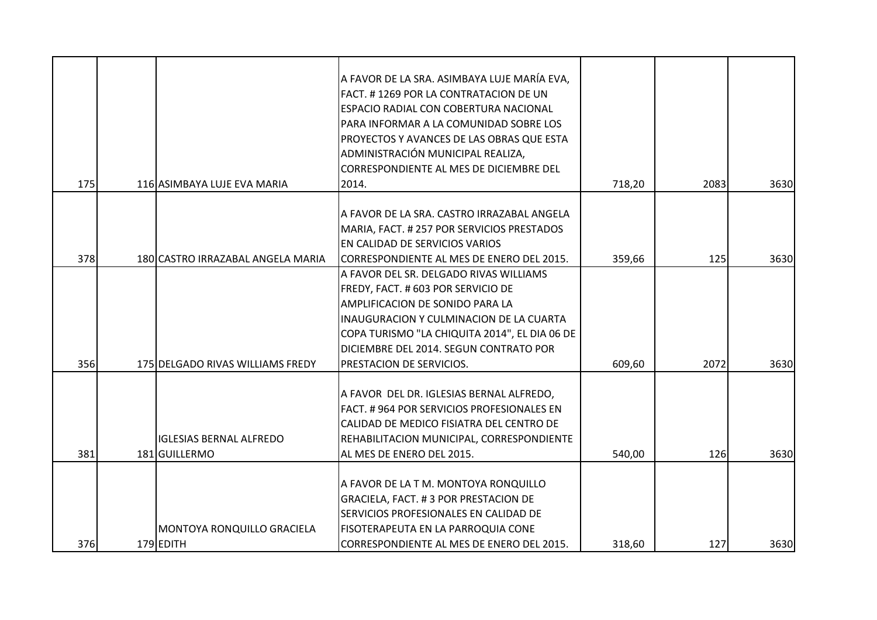| | | | | | | |
|---|---|---|---|---|---|---|
| 175 | 116 | ASIMBAYA LUJE EVA MARIA | A FAVOR DE LA SRA. ASIMBAYA LUJE MARÍA EVA, FACT. # 1269 POR LA CONTRATACION DE UN ESPACIO RADIAL CON COBERTURA NACIONAL PARA INFORMAR A LA COMUNIDAD SOBRE LOS PROYECTOS Y AVANCES DE LAS OBRAS QUE ESTA ADMINISTRACIÓN MUNICIPAL REALIZA, CORRESPONDIENTE AL MES DE DICIEMBRE DEL 2014. | 718,20 | 2083 | 3630 |
| 378 | 180 | CASTRO IRRAZABAL ANGELA MARIA | A FAVOR DE LA SRA. CASTRO IRRAZABAL ANGELA MARIA, FACT. # 257 POR SERVICIOS PRESTADOS EN CALIDAD DE SERVICIOS VARIOS CORRESPONDIENTE AL MES DE ENERO DEL 2015. | 359,66 | 125 | 3630 |
| 356 | 175 | DELGADO RIVAS WILLIAMS FREDY | A FAVOR DEL SR. DELGADO RIVAS WILLIAMS FREDY, FACT. # 603 POR SERVICIO DE AMPLIFICACION DE SONIDO PARA LA INAUGURACION Y CULMINACION DE LA CUARTA COPA TURISMO "LA CHIQUITA 2014", EL DIA 06 DE DICIEMBRE DEL 2014. SEGUN CONTRATO POR PRESTACION DE SERVICIOS. | 609,60 | 2072 | 3630 |
| 381 | 181 | IGLESIAS BERNAL ALFREDO GUILLERMO | A FAVOR DEL DR. IGLESIAS BERNAL ALFREDO, FACT. # 964 POR SERVICIOS PROFESIONALES EN CALIDAD DE MEDICO FISIATRA DEL CENTRO DE REHABILITACION MUNICIPAL, CORRESPONDIENTE AL MES DE ENERO DEL 2015. | 540,00 | 126 | 3630 |
| 376 | 179 | MONTOYA RONQUILLO GRACIELA EDITH | A FAVOR DE LA T M. MONTOYA RONQUILLO GRACIELA, FACT. # 3 POR PRESTACION DE SERVICIOS PROFESIONALES EN CALIDAD DE FISOTERAPEUTA EN LA PARROQUIA CONE CORRESPONDIENTE AL MES DE ENERO DEL 2015. | 318,60 | 127 | 3630 |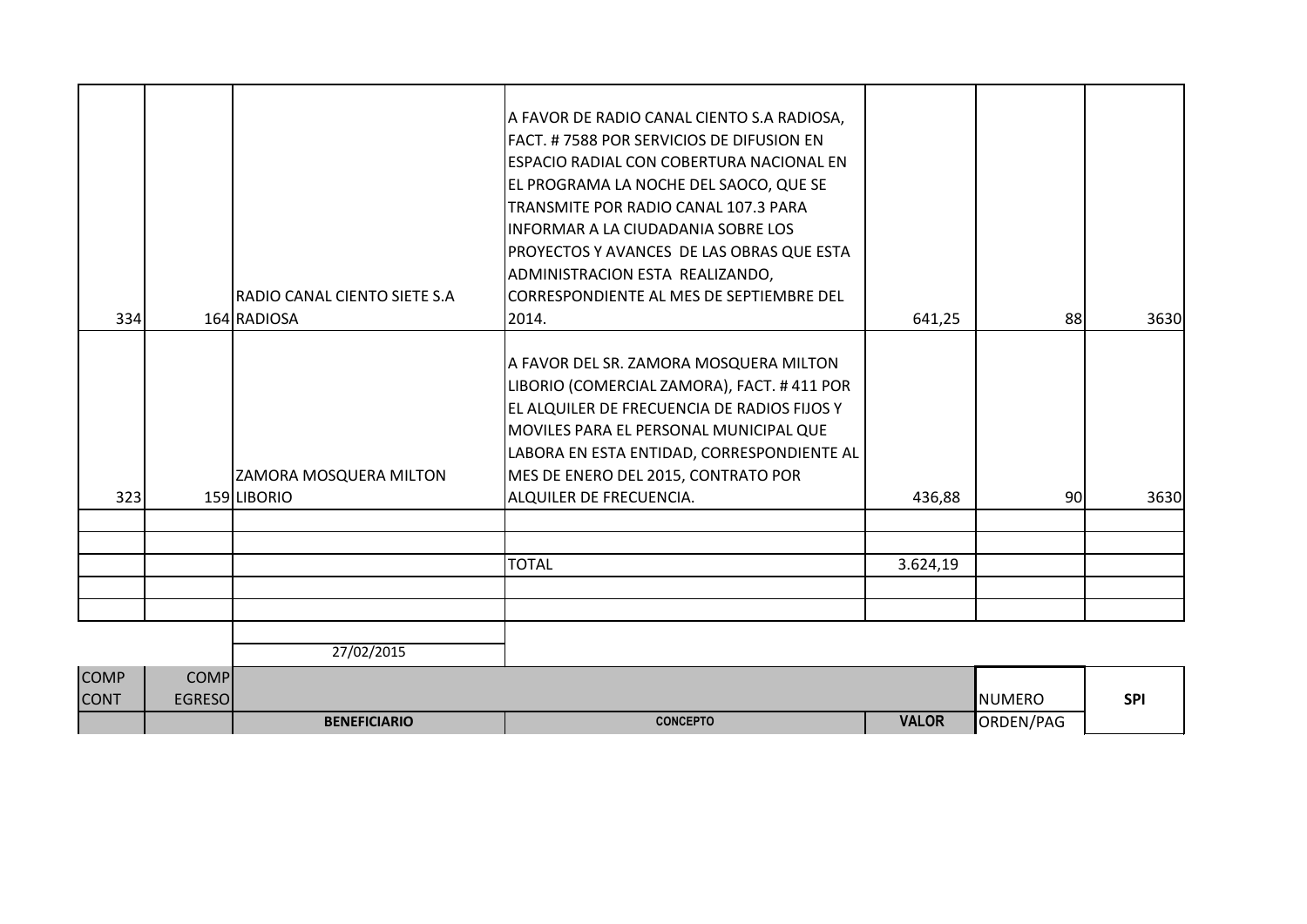| | | | | | | |
|---|---|---|---|---|---|---|
| 334 | 164 | RADIO CANAL CIENTO SIETE S.A RADIOSA | A FAVOR DE RADIO CANAL CIENTO S.A RADIOSA, FACT. # 7588 POR SERVICIOS DE DIFUSION EN ESPACIO RADIAL CON COBERTURA NACIONAL EN EL PROGRAMA LA NOCHE DEL SAOCO, QUE SE TRANSMITE POR RADIO CANAL 107.3 PARA INFORMAR A LA CIUDADANIA SOBRE LOS PROYECTOS Y AVANCES DE LAS OBRAS QUE ESTA ADMINISTRACION ESTA REALIZANDO, CORRESPONDIENTE AL MES DE SEPTIEMBRE DEL 2014. | 641,25 | 88 | 3630 |
| 323 | 159 | ZAMORA MOSQUERA MILTON LIBORIO | A FAVOR DEL SR. ZAMORA MOSQUERA MILTON LIBORIO (COMERCIAL ZAMORA), FACT. # 411 POR EL ALQUILER DE FRECUENCIA DE RADIOS FIJOS Y MOVILES PARA EL PERSONAL MUNICIPAL QUE LABORA EN ESTA ENTIDAD, CORRESPONDIENTE AL MES DE ENERO DEL 2015, CONTRATO POR ALQUILER DE FRECUENCIA. | 436,88 | 90 | 3630 |
| | | | | | | |
| | | | | | | |
| | | | TOTAL | 3.624,19 | | |
| | | | | | | |
| | | | | | | |

27/02/2015

| COMP CONT | COMP EGRESO | BENEFICIARIO | CONCEPTO | VALOR | NUMERO ORDEN/PAG | SPI |
|---|---|---|---|---|---|---|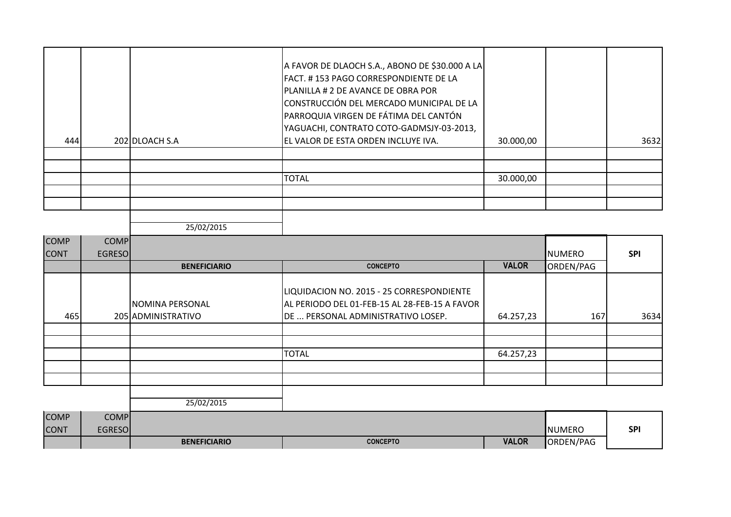| | | | | | | |
|---|---|---|---|---|---|---|
| 444 | 202 | DLOACH S.A | A FAVOR DE DLAOCH S.A., ABONO DE $30.000 A LA FACT. # 153 PAGO CORRESPONDIENTE DE LA PLANILLA # 2 DE AVANCE DE OBRA POR CONSTRUCCIÓN DEL MERCADO MUNICIPAL DE LA PARROQUIA VIRGEN DE FÁTIMA DEL CANTÓN YAGUACHI, CONTRATO COTO-GADMSJY-03-2013, EL VALOR DE ESTA ORDEN INCLUYE IVA. | 30.000,00 | | 3632 |
| | | | | | | |
| | | | | | | |
| | | | TOTAL | 30.000,00 | | |
| | | | | | | |
| | | | | | | |

25/02/2015

| COMP CONT | COMP EGRESO | BENEFICIARIO | CONCEPTO | VALOR | NUMERO ORDEN/PAG | SPI |
|---|---|---|---|---|---|---|
| 465 | 205 | NOMINA PERSONAL ADMINISTRATIVO | LIQUIDACION NO. 2015 - 25 CORRESPONDIENTE AL PERIODO DEL 01-FEB-15 AL 28-FEB-15 A FAVOR DE ... PERSONAL ADMINISTRATIVO LOSEP. | 64.257,23 | 167 | 3634 |
| | | | | | | |
| | | | | | | |
| | | | TOTAL | 64.257,23 | | |
| | | | | | | |
| | | | | | | |

25/02/2015

| COMP CONT | COMP EGRESO | BENEFICIARIO | CONCEPTO | VALOR | NUMERO ORDEN/PAG | SPI |
|---|---|---|---|---|---|---|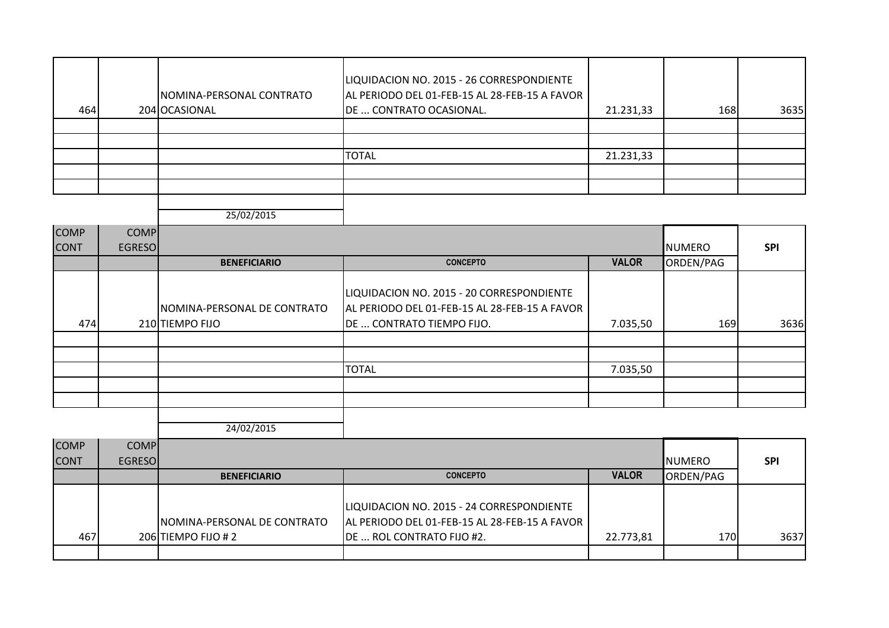| | | | | | | |
|---|---|---|---|---|---|---|
| 464 | 204 | NOMINA-PERSONAL CONTRATO OCASIONAL | LIQUIDACION NO. 2015 - 26 CORRESPONDIENTE AL PERIODO DEL 01-FEB-15 AL 28-FEB-15 A FAVOR DE ... CONTRATO OCASIONAL. | 21.231,33 | 168 | 3635 |
| | | | | | | |
| | | | | | | |
| | | | TOTAL | 21.231,33 | | |
| | | | | | | |
| | | | | | | |

25/02/2015

| COMP CONT | COMP EGRESO | BENEFICIARIO | CONCEPTO | VALOR | NUMERO ORDEN/PAG | SPI |
|---|---|---|---|---|---|---|
| 474 | 210 | NOMINA-PERSONAL DE CONTRATO TIEMPO FIJO | LIQUIDACION NO. 2015 - 20 CORRESPONDIENTE AL PERIODO DEL 01-FEB-15 AL 28-FEB-15 A FAVOR DE ... CONTRATO TIEMPO FIJO. | 7.035,50 | 169 | 3636 |
| | | | | | | |
| | | | | | | |
| | | | TOTAL | 7.035,50 | | |
| | | | | | | |
| | | | | | | |

24/02/2015

| COMP CONT | COMP EGRESO | BENEFICIARIO | CONCEPTO | VALOR | NUMERO ORDEN/PAG | SPI |
|---|---|---|---|---|---|---|
| 467 | 206 | NOMINA-PERSONAL DE CONTRATO TIEMPO FIJO # 2 | LIQUIDACION NO. 2015 - 24 CORRESPONDIENTE AL PERIODO DEL 01-FEB-15 AL 28-FEB-15 A FAVOR DE ... ROL CONTRATO FIJO #2. | 22.773,81 | 170 | 3637 |
| | | | | | | |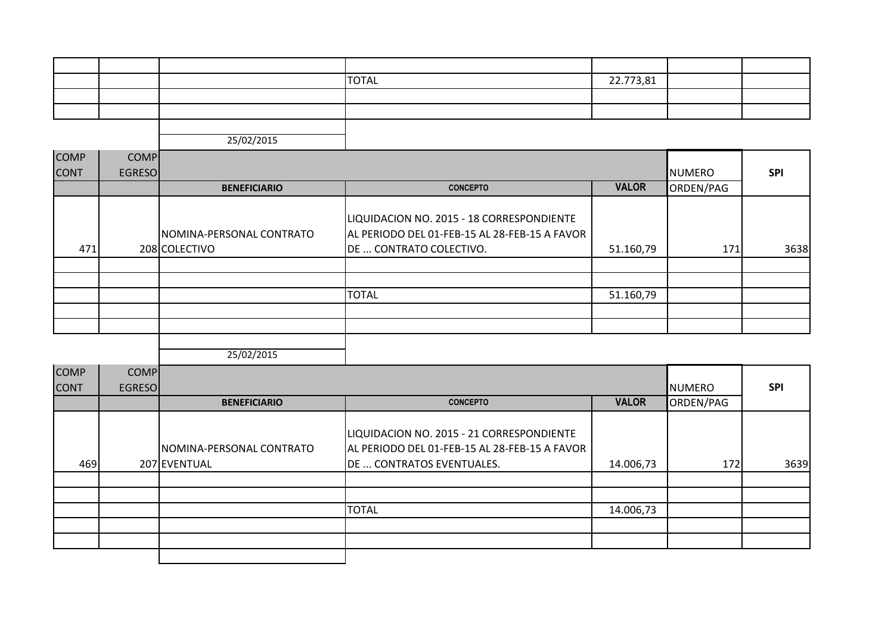| | | | | | | |
|---|---|---|---|---|---|---|
| | | | TOTAL | 22.773,81 | | |
| | | | | | | |
| | | | | | | |

25/02/2015

| COMP CONT | COMP EGRESO | BENEFICIARIO | CONCEPTO | VALOR | NUMERO ORDEN/PAG | SPI |
|---|---|---|---|---|---|---|
| 471 | 208 | NOMINA-PERSONAL CONTRATO COLECTIVO | LIQUIDACION NO. 2015 - 18 CORRESPONDIENTE AL PERIODO DEL 01-FEB-15 AL 28-FEB-15 A FAVOR DE ... CONTRATO COLECTIVO. | 51.160,79 | 171 | 3638 |
| | | | | | | |
| | | | | | | |
| | | | TOTAL | 51.160,79 | | |
| | | | | | | |
| | | | | | | |

25/02/2015

| COMP CONT | COMP EGRESO | BENEFICIARIO | CONCEPTO | VALOR | NUMERO ORDEN/PAG | SPI |
|---|---|---|---|---|---|---|
| 469 | 207 | NOMINA-PERSONAL CONTRATO EVENTUAL | LIQUIDACION NO. 2015 - 21 CORRESPONDIENTE AL PERIODO DEL 01-FEB-15 AL 28-FEB-15 A FAVOR DE ... CONTRATOS EVENTUALES. | 14.006,73 | 172 | 3639 |
| | | | | | | |
| | | | | | | |
| | | | TOTAL | 14.006,73 | | |
| | | | | | | |
| | | | | | | |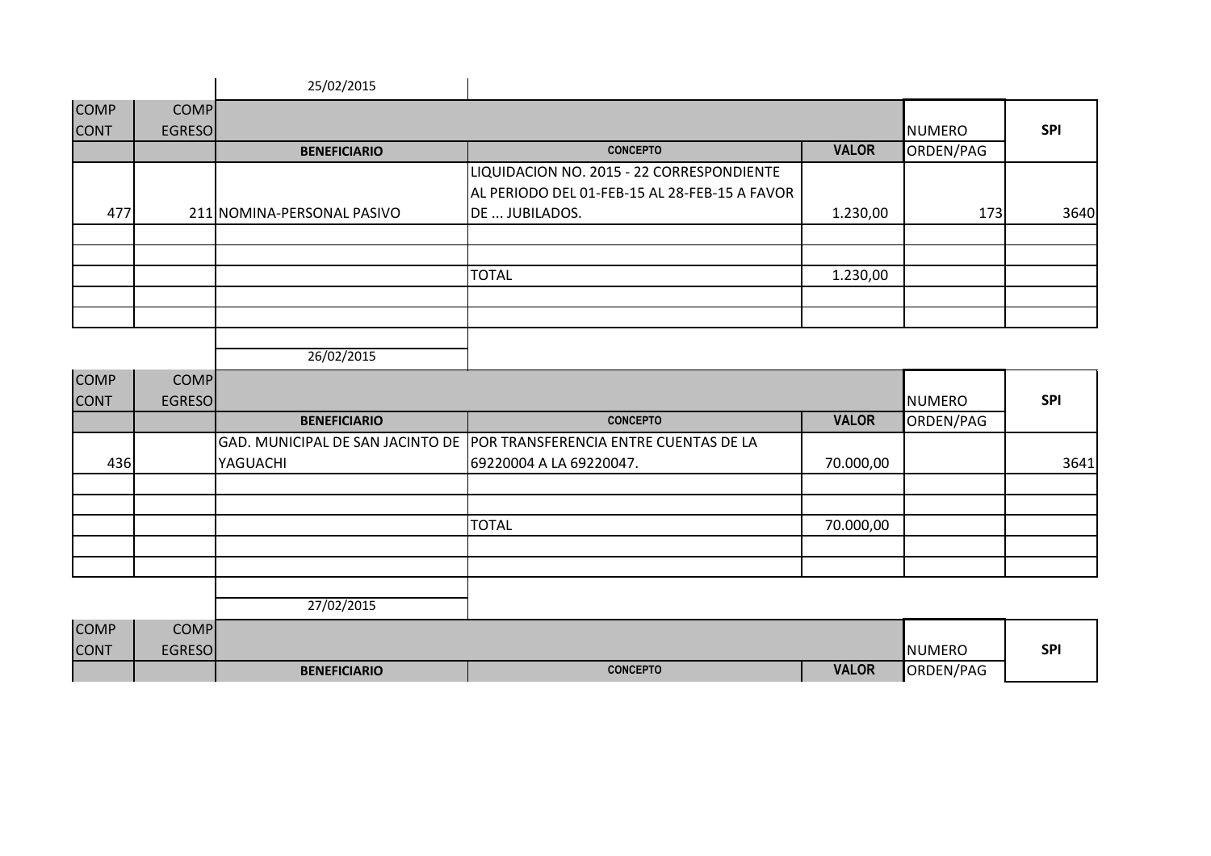25/02/2015

| COMP CONT | COMP EGRESO | BENEFICIARIO | CONCEPTO | VALOR | NUMERO ORDEN/PAG | SPI |
|---|---|---|---|---|---|---|
| 477 | 211 | NOMINA-PERSONAL PASIVO | LIQUIDACION NO. 2015 - 22 CORRESPONDIENTE AL PERIODO DEL 01-FEB-15 AL 28-FEB-15 A FAVOR DE ... JUBILADOS. | 1.230,00 | 173 | 3640 |
| | | | | | | |
| | | | | | | |
| | | | TOTAL | 1.230,00 | | |
| | | | | | | |
| | | | | | | |

26/02/2015

| COMP CONT | COMP EGRESO | BENEFICIARIO | CONCEPTO | VALOR | NUMERO ORDEN/PAG | SPI |
|---|---|---|---|---|---|---|
| 436 | | GAD. MUNICIPAL DE SAN JACINTO DE YAGUACHI | POR TRANSFERENCIA ENTRE CUENTAS DE LA 69220004 A LA 69220047. | 70.000,00 | | 3641 |
| | | | | | | |
| | | | | | | |
| | | | TOTAL | 70.000,00 | | |
| | | | | | | |
| | | | | | | |

27/02/2015

| COMP CONT | COMP EGRESO | BENEFICIARIO | CONCEPTO | VALOR | NUMERO ORDEN/PAG | SPI |
|---|---|---|---|---|---|---|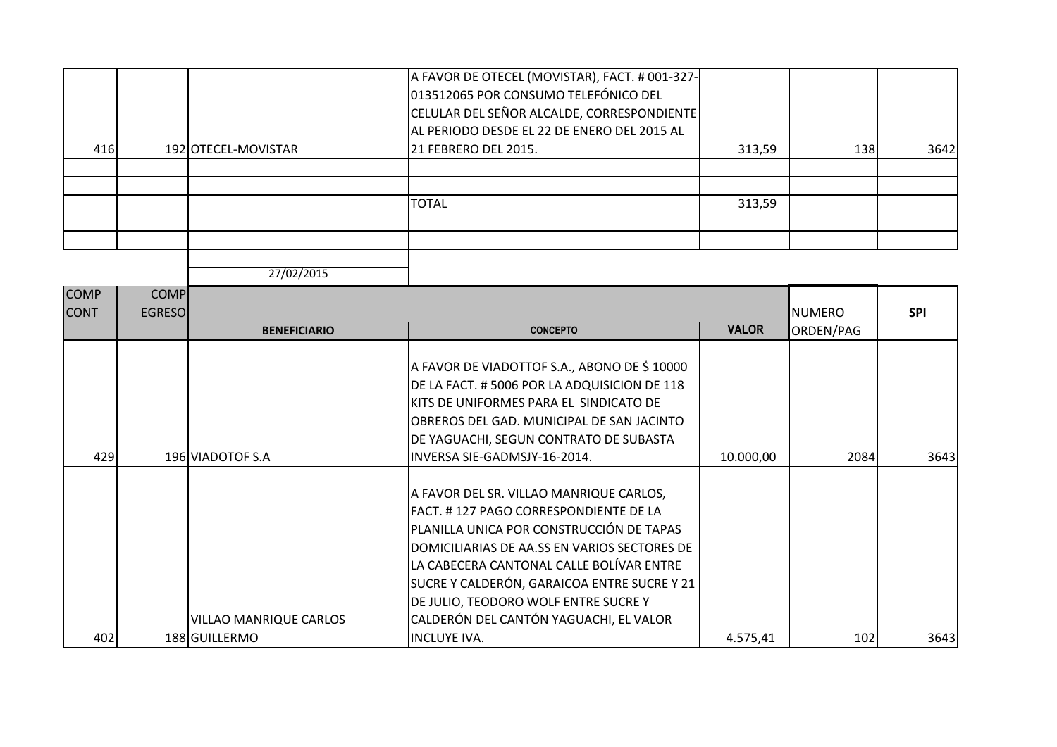| | | | | | | |
|---|---|---|---|---|---|---|
| 416 | 192 | OTECEL-MOVISTAR | A FAVOR DE OTECEL (MOVISTAR), FACT. # 001-327-013512065 POR CONSUMO TELEFÓNICO DEL CELULAR DEL SEÑOR ALCALDE, CORRESPONDIENTE AL PERIODO DESDE EL 22 DE ENERO DEL 2015 AL 21 FEBRERO DEL 2015. | 313,59 | 138 | 3642 |
| | | | | | | |
| | | | | | | |
| | | | TOTAL | 313,59 | | |
| | | | | | | |
| | | | | | | |

27/02/2015

| COMP CONT | COMP EGRESO | BENEFICIARIO | CONCEPTO | VALOR | NUMERO ORDEN/PAG | SPI |
|---|---|---|---|---|---|---|
| 429 | 196 | VIADOTOF S.A | A FAVOR DE VIADOTTOF S.A., ABONO DE $ 10000 DE LA FACT. # 5006 POR LA ADQUISICION DE 118 KITS DE UNIFORMES PARA EL SINDICATO DE OBREROS DEL GAD. MUNICIPAL DE SAN JACINTO DE YAGUACHI, SEGUN CONTRATO DE SUBASTA INVERSA SIE-GADMSJY-16-2014. | 10.000,00 | 2084 | 3643 |
| 402 | 188 | VILLAO MANRIQUE CARLOS GUILLERMO | A FAVOR DEL SR. VILLAO MANRIQUE CARLOS, FACT. # 127 PAGO CORRESPONDIENTE DE LA PLANILLA UNICA POR CONSTRUCCIÓN DE TAPAS DOMICILIARIAS DE AA.SS EN VARIOS SECTORES DE LA CABECERA CANTONAL CALLE BOLÍVAR ENTRE SUCRE Y CALDERÓN, GARAICOA ENTRE SUCRE Y 21 DE JULIO, TEODORO WOLF ENTRE SUCRE Y CALDERÓN DEL CANTÓN YAGUACHI, EL VALOR INCLUYE IVA. | 4.575,41 | 102 | 3643 |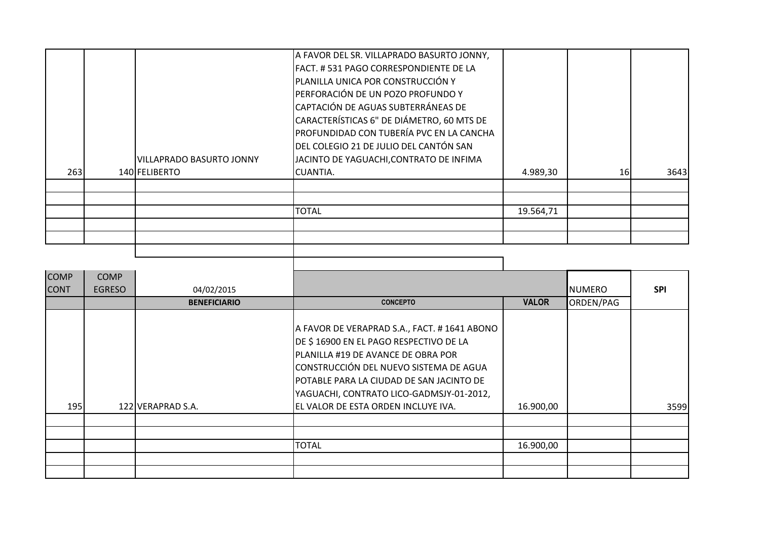| | | | | | | |
|---|---|---|---|---|---|---|
| 263 | 140 | VILLAPRADO BASURTO JONNY FELIBERTO | A FAVOR DEL SR. VILLAPRADO BASURTO JONNY, FACT. # 531 PAGO CORRESPONDIENTE DE LA PLANILLA UNICA POR CONSTRUCCIÓN Y PERFORACIÓN DE UN POZO PROFUNDO Y CAPTACIÓN DE AGUAS SUBTERRÁNEAS DE CARACTERÍSTICAS 6" DE DIÁMETRO, 60 MTS DE PROFUNDIDAD CON TUBERÍA PVC EN LA CANCHA DEL COLEGIO 21 DE JULIO DEL CANTÓN SAN JACINTO DE YAGUACHI,CONTRATO DE INFIMA CUANTIA. | 4.989,30 | 16 | 3643 |
| | | | | | | |
| | | | | | | |
| | | | TOTAL | 19.564,71 | | |
| | | | | | | |
| | | | | | | |

| COMP CONT | COMP EGRESO | 04/02/2015 | | | NUMERO ORDEN/PAG | SPI |
|---|---|---|---|---|---|---|
| | | **BENEFICIARIO** | **CONCEPTO** | **VALOR** | | |
| 195 | 122 | VERAPRAD S.A. | A FAVOR DE VERAPRAD S.A., FACT. # 1641 ABONO DE $ 16900 EN EL PAGO RESPECTIVO DE LA PLANILLA #19 DE AVANCE DE OBRA POR CONSTRUCCIÓN DEL NUEVO SISTEMA DE AGUA POTABLE PARA LA CIUDAD DE SAN JACINTO DE YAGUACHI, CONTRATO LICO-GADMSJY-01-2012, EL VALOR DE ESTA ORDEN INCLUYE IVA. | 16.900,00 | | 3599 |
| | | | | | | |
| | | | | | | |
| | | | TOTAL | 16.900,00 | | |
| | | | | | | |
| | | | | | | |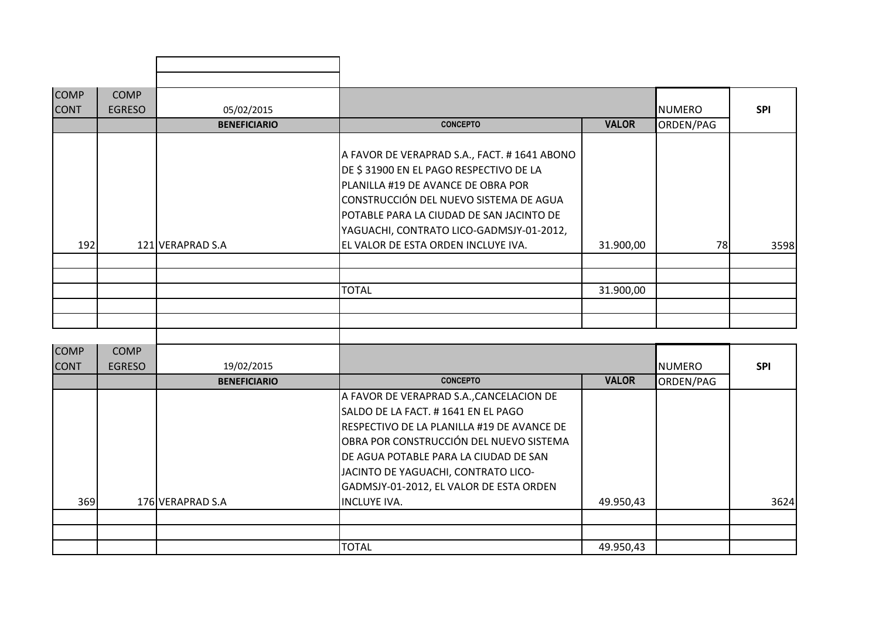| COMP CONT | COMP EGRESO | 05/02/2015 | | | NUMERO | SPI |
|---|---|---|---|---|---|---|
| | | **BENEFICIARIO** | **CONCEPTO** | **VALOR** | ORDEN/PAG | |
| 192 | 121 | VERAPRAD S.A | A FAVOR DE VERAPRAD S.A., FACT. # 1641 ABONO DE $ 31900 EN EL PAGO RESPECTIVO DE LA PLANILLA #19 DE AVANCE DE OBRA POR CONSTRUCCIÓN DEL NUEVO SISTEMA DE AGUA POTABLE PARA LA CIUDAD DE SAN JACINTO DE YAGUACHI, CONTRATO LICO-GADMSJY-01-2012, EL VALOR DE ESTA ORDEN INCLUYE IVA. | 31.900,00 | 78 | 3598 |
| | | | | | | |
| | | | | | | |
| | | | TOTAL | 31.900,00 | | |
| | | | | | | |
| | | | | | | |

| COMP CONT | COMP EGRESO | 19/02/2015 | | | NUMERO | SPI |
|---|---|---|---|---|---|---|
| | | **BENEFICIARIO** | **CONCEPTO** | **VALOR** | ORDEN/PAG | |
| 369 | 176 | VERAPRAD S.A | A FAVOR DE VERAPRAD S.A.,CANCELACION DE SALDO DE LA FACT. # 1641 EN EL PAGO RESPECTIVO DE LA PLANILLA #19 DE AVANCE DE OBRA POR CONSTRUCCIÓN DEL NUEVO SISTEMA DE AGUA POTABLE PARA LA CIUDAD DE SAN JACINTO DE YAGUACHI, CONTRATO LICO-GADMSJY-01-2012, EL VALOR DE ESTA ORDEN INCLUYE IVA. | 49.950,43 | | 3624 |
| | | | | | | |
| | | | | | | |
| | | | TOTAL | 49.950,43 | | |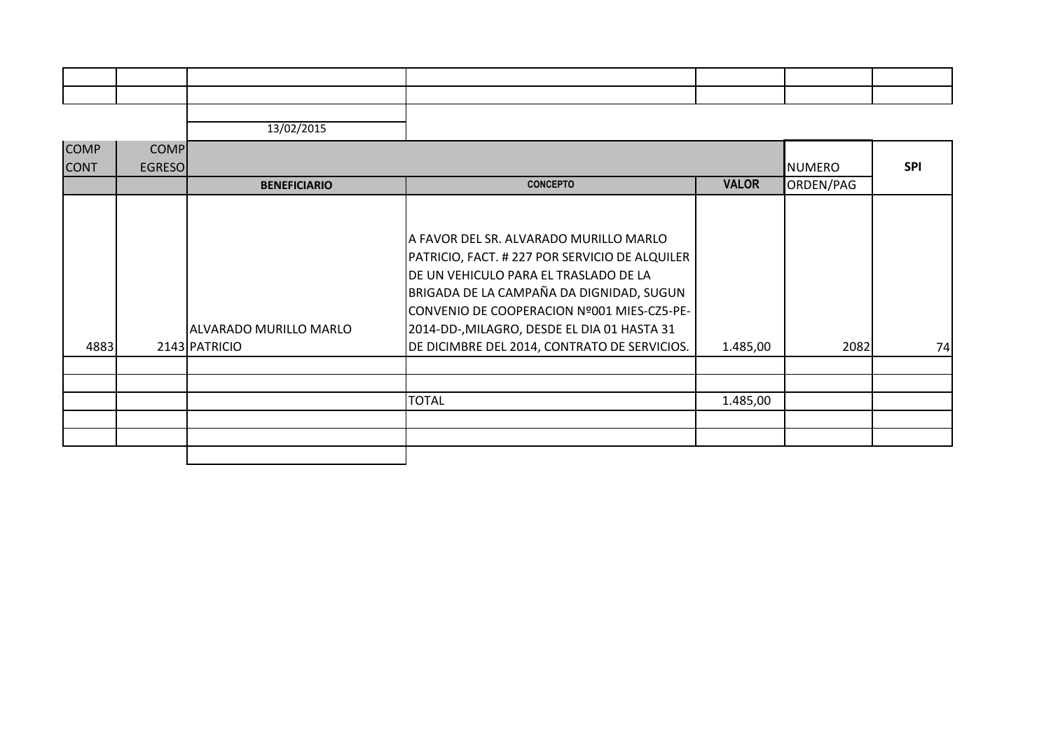13/02/2015

| COMP CONT | COMP EGRESO | BENEFICIARIO | CONCEPTO | VALOR | NUMERO ORDEN/PAG | SPI |
|---|---|---|---|---|---|---|
| 4883 | 2143 | ALVARADO MURILLO MARLO PATRICIO | A FAVOR DEL SR. ALVARADO MURILLO MARLO PATRICIO, FACT. # 227 POR SERVICIO DE ALQUILER DE UN VEHICULO PARA EL TRASLADO DE LA BRIGADA DE LA CAMPAÑA DA DIGNIDAD, SUGUN CONVENIO DE COOPERACION Nº001 MIES-CZ5-PE-2014-DD-,MILAGRO, DESDE EL DIA 01 HASTA 31 DE DICIMBRE DEL 2014, CONTRATO DE SERVICIOS. | 1.485,00 | 2082 | 74 |
| | | | | | | |
| | | | | | | |
| | | | TOTAL | 1.485,00 | | |
| | | | | | | |
| | | | | | | |